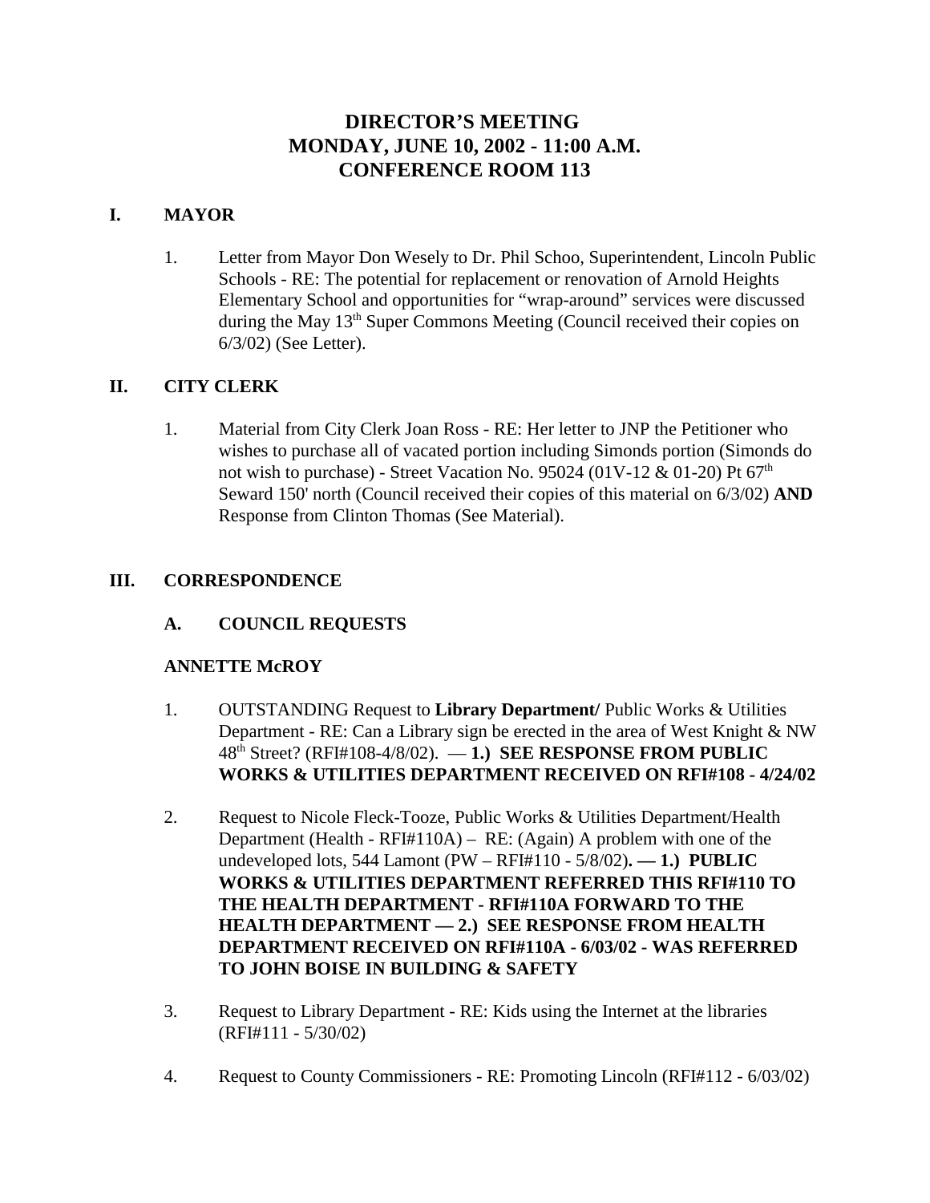# DIRECTOR'S MEETING
# MONDAY, JUNE 10, 2002 - 11:00 A.M.
# CONFERENCE ROOM 113

## I. MAYOR

1. Letter from Mayor Don Wesely to Dr. Phil Schoo, Superintendent, Lincoln Public Schools - RE: The potential for replacement or renovation of Arnold Heights Elementary School and opportunities for "wrap-around" services were discussed during the May 13th Super Commons Meeting (Council received their copies on 6/3/02) (See Letter).

## II. CITY CLERK

1. Material from City Clerk Joan Ross - RE: Her letter to JNP the Petitioner who wishes to purchase all of vacated portion including Simonds portion (Simonds do not wish to purchase) - Street Vacation No. 95024 (01V-12 & 01-20) Pt 67th Seward 150' north (Council received their copies of this material on 6/3/02) **AND** Response from Clinton Thomas (See Material).

## III. CORRESPONDENCE

### A. COUNCIL REQUESTS

**ANNETTE McROY**

1. OUTSTANDING Request to **Library Department/** Public Works & Utilities Department - RE: Can a Library sign be erected in the area of West Knight & NW 48th Street? (RFI#108-4/8/02). — **1.) SEE RESPONSE FROM PUBLIC WORKS & UTILITIES DEPARTMENT RECEIVED ON RFI#108 - 4/24/02**

2. Request to Nicole Fleck-Tooze, Public Works & Utilities Department/Health Department (Health - RFI#110A) – RE: (Again) A problem with one of the undeveloped lots, 544 Lamont (PW – RFI#110 - 5/8/02)**. — 1.) PUBLIC WORKS & UTILITIES DEPARTMENT REFERRED THIS RFI#110 TO THE HEALTH DEPARTMENT - RFI#110A FORWARD TO THE HEALTH DEPARTMENT — 2.) SEE RESPONSE FROM HEALTH DEPARTMENT RECEIVED ON RFI#110A - 6/03/02 - WAS REFERRED TO JOHN BOISE IN BUILDING & SAFETY**

3. Request to Library Department - RE: Kids using the Internet at the libraries (RFI#111 - 5/30/02)

4. Request to County Commissioners - RE: Promoting Lincoln (RFI#112 - 6/03/02)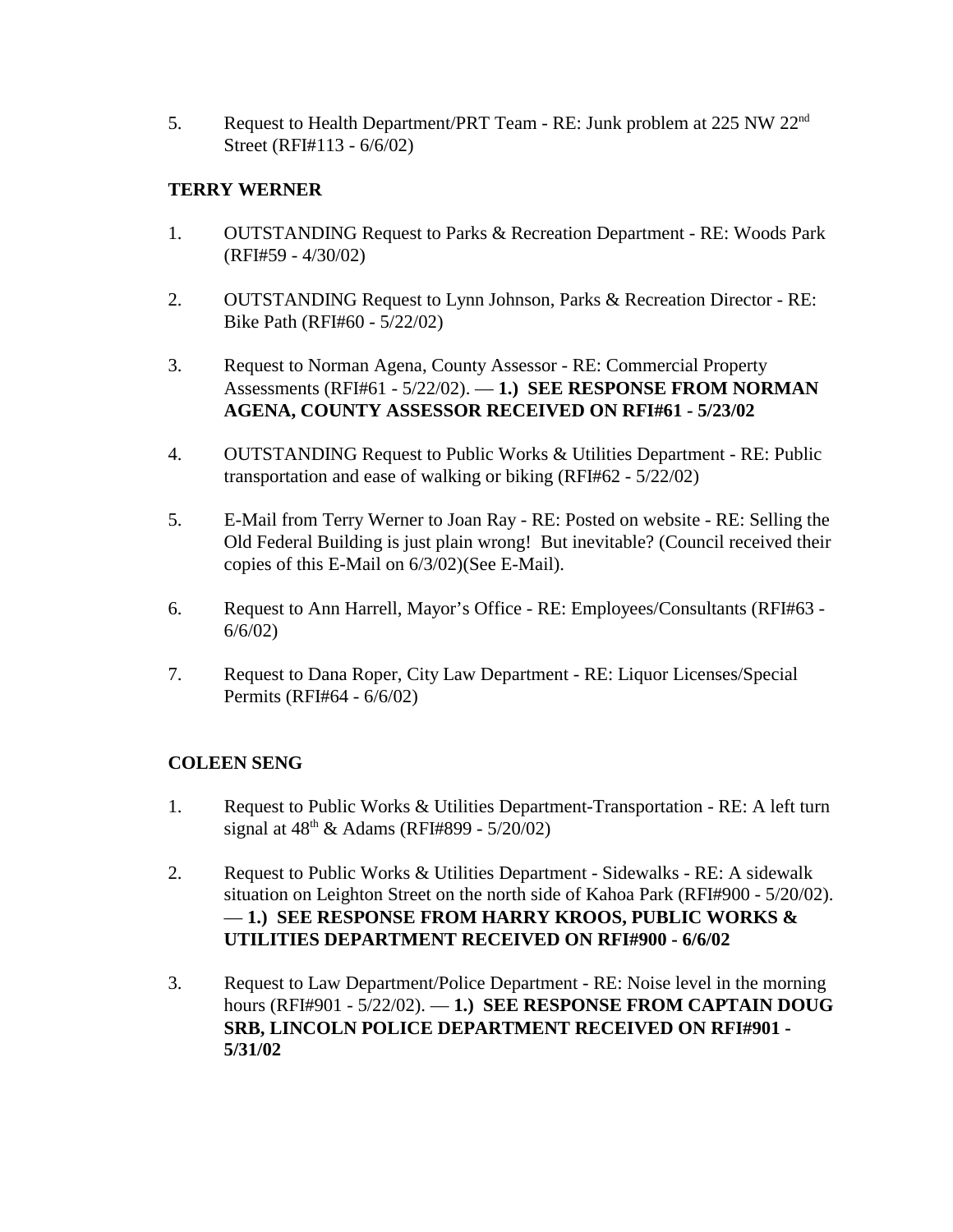5. Request to Health Department/PRT Team - RE: Junk problem at 225 NW 22nd Street (RFI#113 - 6/6/02)

**TERRY WERNER**

1. OUTSTANDING Request to Parks & Recreation Department - RE: Woods Park (RFI#59 - 4/30/02)

2. OUTSTANDING Request to Lynn Johnson, Parks & Recreation Director - RE: Bike Path (RFI#60 - 5/22/02)

3. Request to Norman Agena, County Assessor - RE: Commercial Property Assessments (RFI#61 - 5/22/02). — **1.) SEE RESPONSE FROM NORMAN AGENA, COUNTY ASSESSOR RECEIVED ON RFI#61 - 5/23/02**

4. OUTSTANDING Request to Public Works & Utilities Department - RE: Public transportation and ease of walking or biking (RFI#62 - 5/22/02)

5. E-Mail from Terry Werner to Joan Ray - RE: Posted on website - RE: Selling the Old Federal Building is just plain wrong! But inevitable? (Council received their copies of this E-Mail on 6/3/02)(See E-Mail).

6. Request to Ann Harrell, Mayor's Office - RE: Employees/Consultants (RFI#63 - 6/6/02)

7. Request to Dana Roper, City Law Department - RE: Liquor Licenses/Special Permits (RFI#64 - 6/6/02)

**COLEEN SENG**

1. Request to Public Works & Utilities Department-Transportation - RE: A left turn signal at 48th & Adams (RFI#899 - 5/20/02)

2. Request to Public Works & Utilities Department - Sidewalks - RE: A sidewalk situation on Leighton Street on the north side of Kahoa Park (RFI#900 - 5/20/02). — **1.) SEE RESPONSE FROM HARRY KROOS, PUBLIC WORKS & UTILITIES DEPARTMENT RECEIVED ON RFI#900 - 6/6/02**

3. Request to Law Department/Police Department - RE: Noise level in the morning hours (RFI#901 - 5/22/02). — **1.) SEE RESPONSE FROM CAPTAIN DOUG SRB, LINCOLN POLICE DEPARTMENT RECEIVED ON RFI#901 - 5/31/02**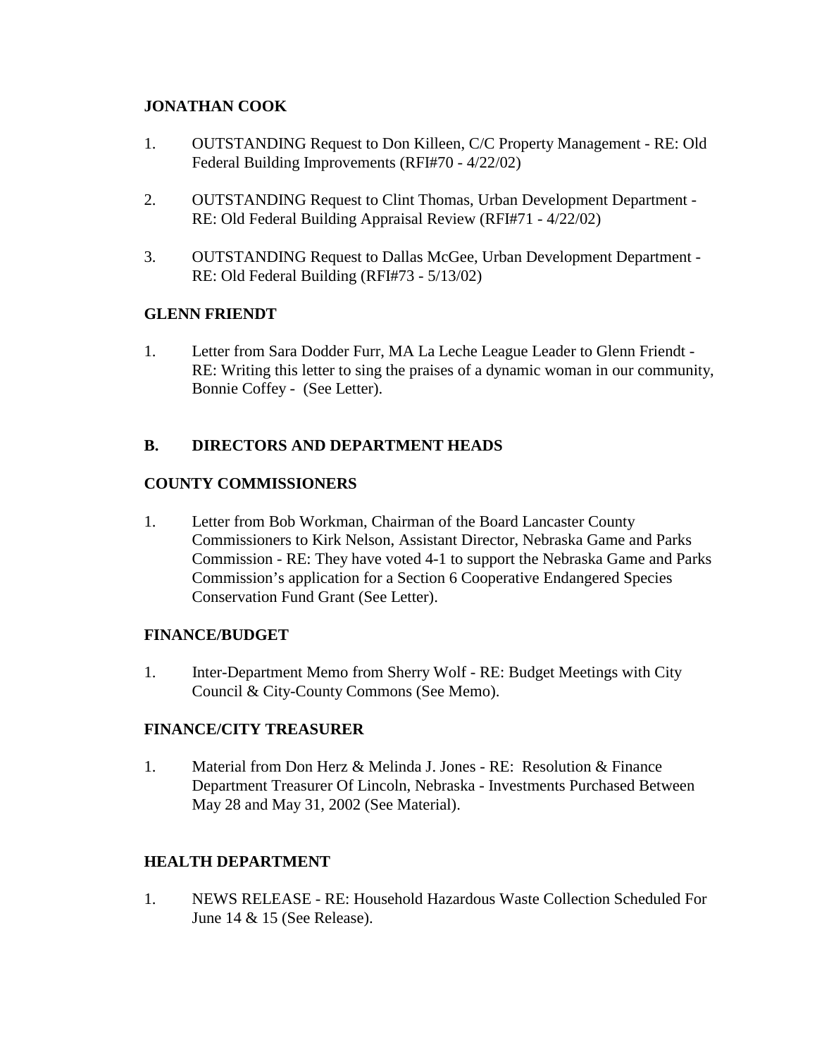**JONATHAN COOK**

1. OUTSTANDING Request to Don Killeen, C/C Property Management - RE: Old Federal Building Improvements (RFI#70 - 4/22/02)

2. OUTSTANDING Request to Clint Thomas, Urban Development Department - RE: Old Federal Building Appraisal Review (RFI#71 - 4/22/02)

3. OUTSTANDING Request to Dallas McGee, Urban Development Department - RE: Old Federal Building (RFI#73 - 5/13/02)

**GLENN FRIENDT**

1. Letter from Sara Dodder Furr, MA La Leche League Leader to Glenn Friendt - RE: Writing this letter to sing the praises of a dynamic woman in our community, Bonnie Coffey - (See Letter).

**B. DIRECTORS AND DEPARTMENT HEADS**

**COUNTY COMMISSIONERS**

1. Letter from Bob Workman, Chairman of the Board Lancaster County Commissioners to Kirk Nelson, Assistant Director, Nebraska Game and Parks Commission - RE: They have voted 4-1 to support the Nebraska Game and Parks Commission's application for a Section 6 Cooperative Endangered Species Conservation Fund Grant (See Letter).

**FINANCE/BUDGET**

1. Inter-Department Memo from Sherry Wolf - RE: Budget Meetings with City Council & City-County Commons (See Memo).

**FINANCE/CITY TREASURER**

1. Material from Don Herz & Melinda J. Jones - RE: Resolution & Finance Department Treasurer Of Lincoln, Nebraska - Investments Purchased Between May 28 and May 31, 2002 (See Material).

**HEALTH DEPARTMENT**

1. NEWS RELEASE - RE: Household Hazardous Waste Collection Scheduled For June 14 & 15 (See Release).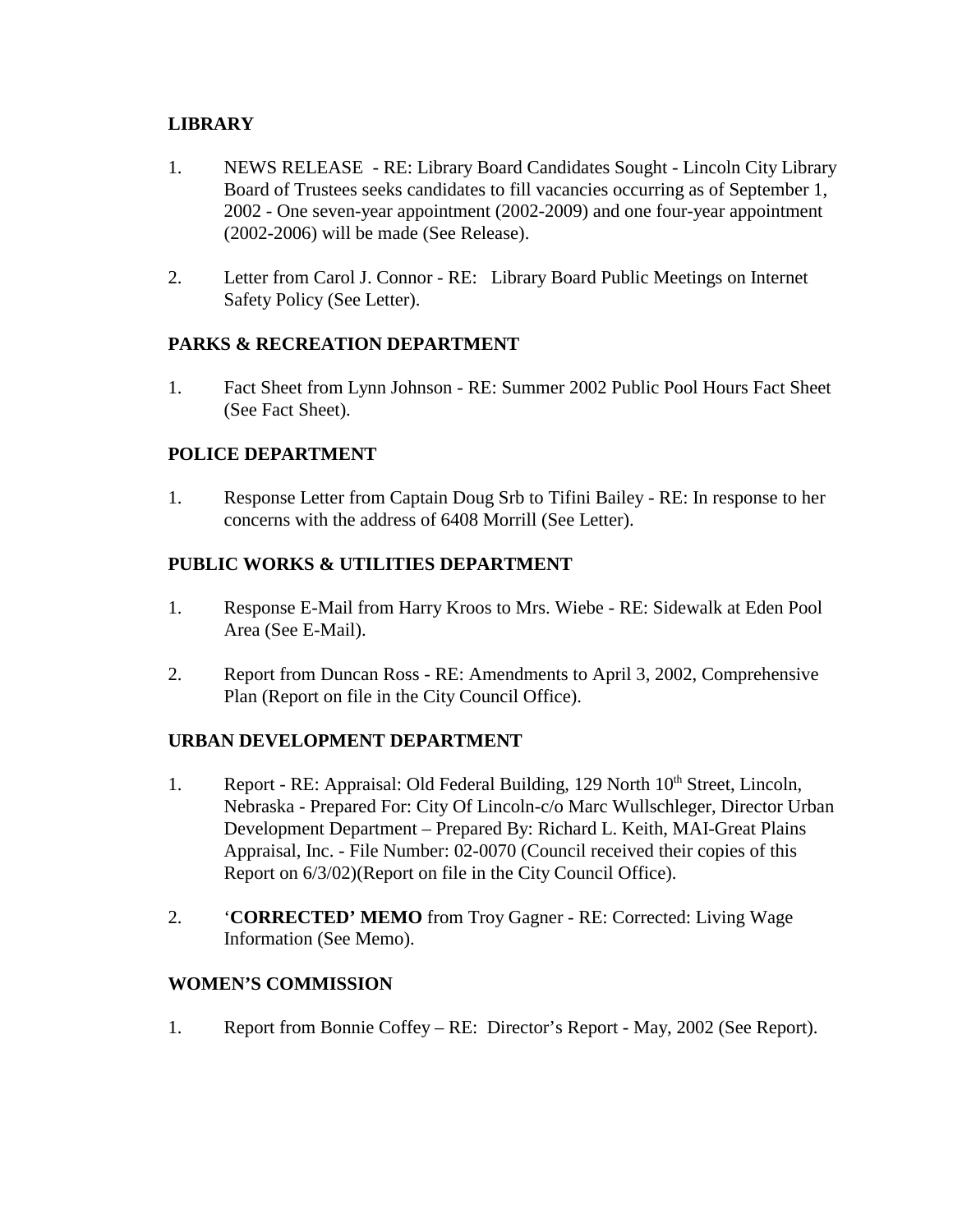**LIBRARY**

1. NEWS RELEASE - RE: Library Board Candidates Sought - Lincoln City Library Board of Trustees seeks candidates to fill vacancies occurring as of September 1, 2002 - One seven-year appointment (2002-2009) and one four-year appointment (2002-2006) will be made (See Release).

2. Letter from Carol J. Connor - RE: Library Board Public Meetings on Internet Safety Policy (See Letter).

**PARKS & RECREATION DEPARTMENT**

1. Fact Sheet from Lynn Johnson - RE: Summer 2002 Public Pool Hours Fact Sheet (See Fact Sheet).

**POLICE DEPARTMENT**

1. Response Letter from Captain Doug Srb to Tifini Bailey - RE: In response to her concerns with the address of 6408 Morrill (See Letter).

**PUBLIC WORKS & UTILITIES DEPARTMENT**

1. Response E-Mail from Harry Kroos to Mrs. Wiebe - RE: Sidewalk at Eden Pool Area (See E-Mail).

2. Report from Duncan Ross - RE: Amendments to April 3, 2002, Comprehensive Plan (Report on file in the City Council Office).

**URBAN DEVELOPMENT DEPARTMENT**

1. Report - RE: Appraisal: Old Federal Building, 129 North 10th Street, Lincoln, Nebraska - Prepared For: City Of Lincoln-c/o Marc Wullschleger, Director Urban Development Department – Prepared By: Richard L. Keith, MAI-Great Plains Appraisal, Inc. - File Number: 02-0070 (Council received their copies of this Report on 6/3/02)(Report on file in the City Council Office).

2. '**CORRECTED' MEMO** from Troy Gagner - RE: Corrected: Living Wage Information (See Memo).

**WOMEN'S COMMISSION**

1. Report from Bonnie Coffey – RE: Director's Report - May, 2002 (See Report).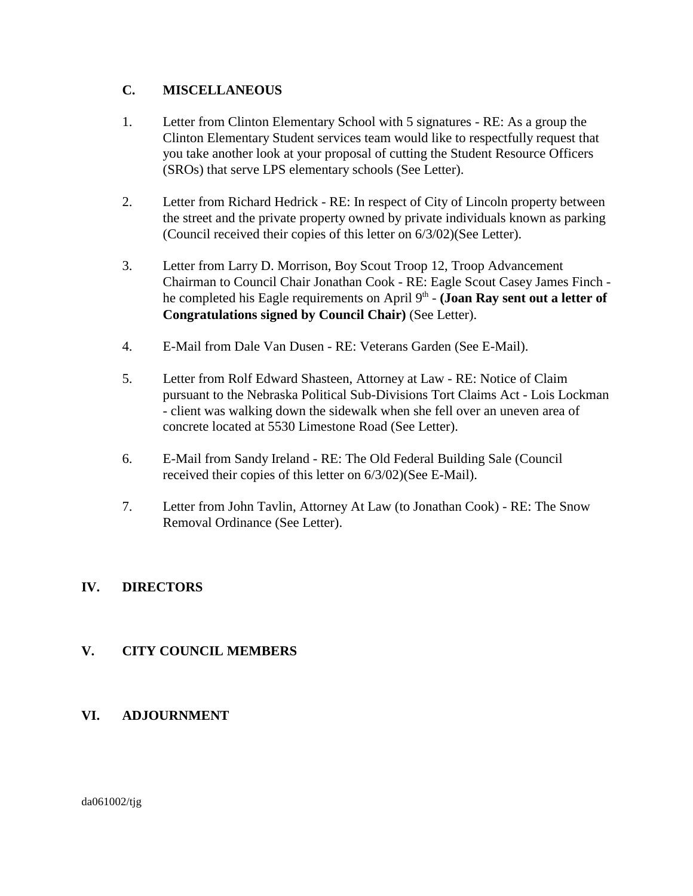## C. MISCELLANEOUS

1. Letter from Clinton Elementary School with 5 signatures - RE: As a group the Clinton Elementary Student services team would like to respectfully request that you take another look at your proposal of cutting the Student Resource Officers (SROs) that serve LPS elementary schools (See Letter).

2. Letter from Richard Hedrick - RE: In respect of City of Lincoln property between the street and the private property owned by private individuals known as parking (Council received their copies of this letter on 6/3/02)(See Letter).

3. Letter from Larry D. Morrison, Boy Scout Troop 12, Troop Advancement Chairman to Council Chair Jonathan Cook - RE: Eagle Scout Casey James Finch - he completed his Eagle requirements on April 9th - **(Joan Ray sent out a letter of Congratulations signed by Council Chair)** (See Letter).

4. E-Mail from Dale Van Dusen - RE: Veterans Garden (See E-Mail).

5. Letter from Rolf Edward Shasteen, Attorney at Law - RE: Notice of Claim pursuant to the Nebraska Political Sub-Divisions Tort Claims Act - Lois Lockman - client was walking down the sidewalk when she fell over an uneven area of concrete located at 5530 Limestone Road (See Letter).

6. E-Mail from Sandy Ireland - RE: The Old Federal Building Sale (Council received their copies of this letter on 6/3/02)(See E-Mail).

7. Letter from John Tavlin, Attorney At Law (to Jonathan Cook) - RE: The Snow Removal Ordinance (See Letter).

# IV. DIRECTORS

# V. CITY COUNCIL MEMBERS

# VI. ADJOURNMENT

da061002/tjg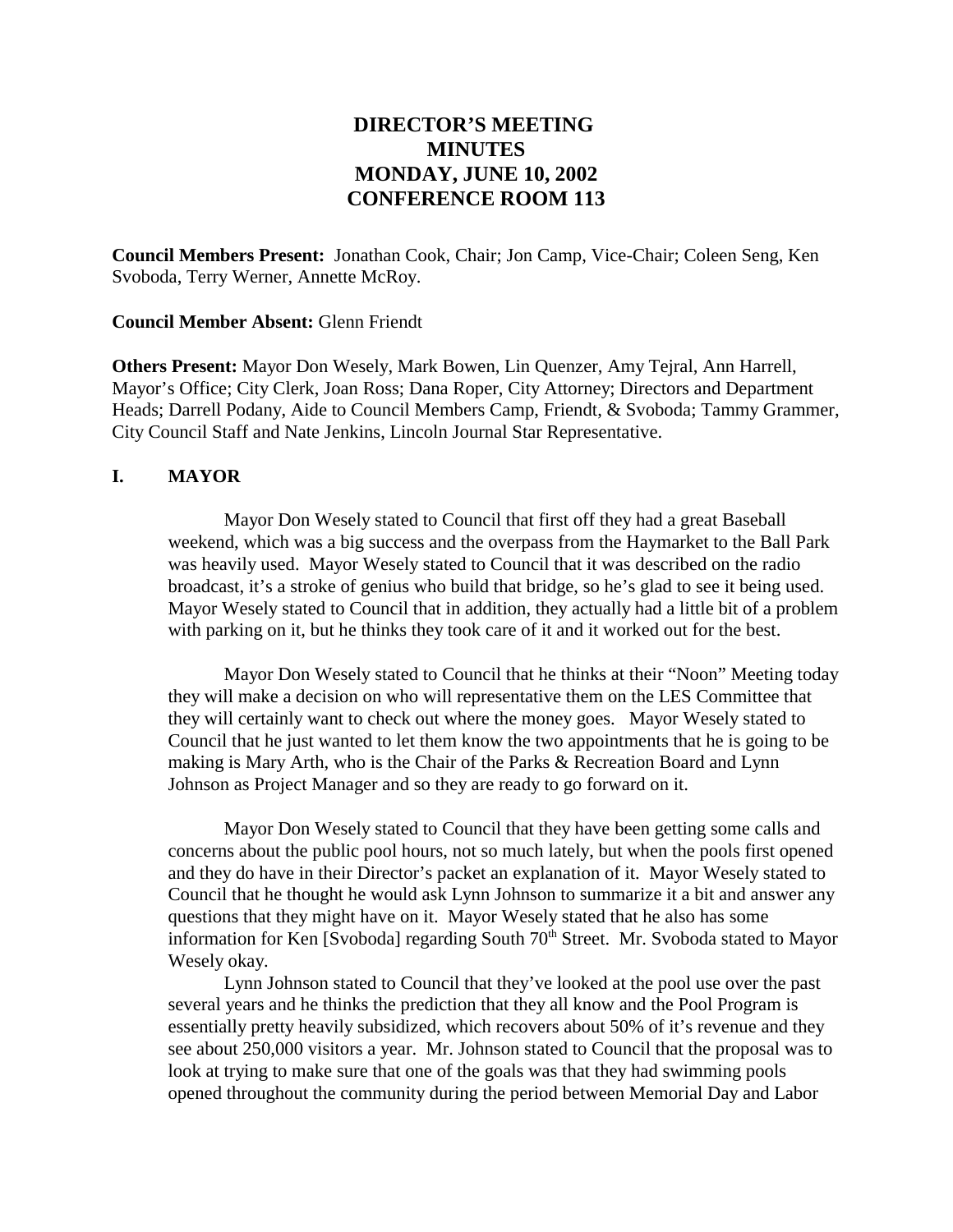# DIRECTOR'S MEETING MINUTES MONDAY, JUNE 10, 2002 CONFERENCE ROOM 113

**Council Members Present:** Jonathan Cook, Chair; Jon Camp, Vice-Chair; Coleen Seng, Ken Svoboda, Terry Werner, Annette McRoy.

**Council Member Absent:** Glenn Friendt

**Others Present:** Mayor Don Wesely, Mark Bowen, Lin Quenzer, Amy Tejral, Ann Harrell, Mayor's Office; City Clerk, Joan Ross; Dana Roper, City Attorney; Directors and Department Heads; Darrell Podany, Aide to Council Members Camp, Friendt, & Svoboda; Tammy Grammer, City Council Staff and Nate Jenkins, Lincoln Journal Star Representative.

## I. MAYOR

Mayor Don Wesely stated to Council that first off they had a great Baseball weekend, which was a big success and the overpass from the Haymarket to the Ball Park was heavily used. Mayor Wesely stated to Council that it was described on the radio broadcast, it's a stroke of genius who build that bridge, so he's glad to see it being used. Mayor Wesely stated to Council that in addition, they actually had a little bit of a problem with parking on it, but he thinks they took care of it and it worked out for the best.

Mayor Don Wesely stated to Council that he thinks at their "Noon" Meeting today they will make a decision on who will representative them on the LES Committee that they will certainly want to check out where the money goes. Mayor Wesely stated to Council that he just wanted to let them know the two appointments that he is going to be making is Mary Arth, who is the Chair of the Parks & Recreation Board and Lynn Johnson as Project Manager and so they are ready to go forward on it.

Mayor Don Wesely stated to Council that they have been getting some calls and concerns about the public pool hours, not so much lately, but when the pools first opened and they do have in their Director's packet an explanation of it. Mayor Wesely stated to Council that he thought he would ask Lynn Johnson to summarize it a bit and answer any questions that they might have on it. Mayor Wesely stated that he also has some information for Ken [Svoboda] regarding South 70th Street. Mr. Svoboda stated to Mayor Wesely okay.

Lynn Johnson stated to Council that they've looked at the pool use over the past several years and he thinks the prediction that they all know and the Pool Program is essentially pretty heavily subsidized, which recovers about 50% of it's revenue and they see about 250,000 visitors a year. Mr. Johnson stated to Council that the proposal was to look at trying to make sure that one of the goals was that they had swimming pools opened throughout the community during the period between Memorial Day and Labor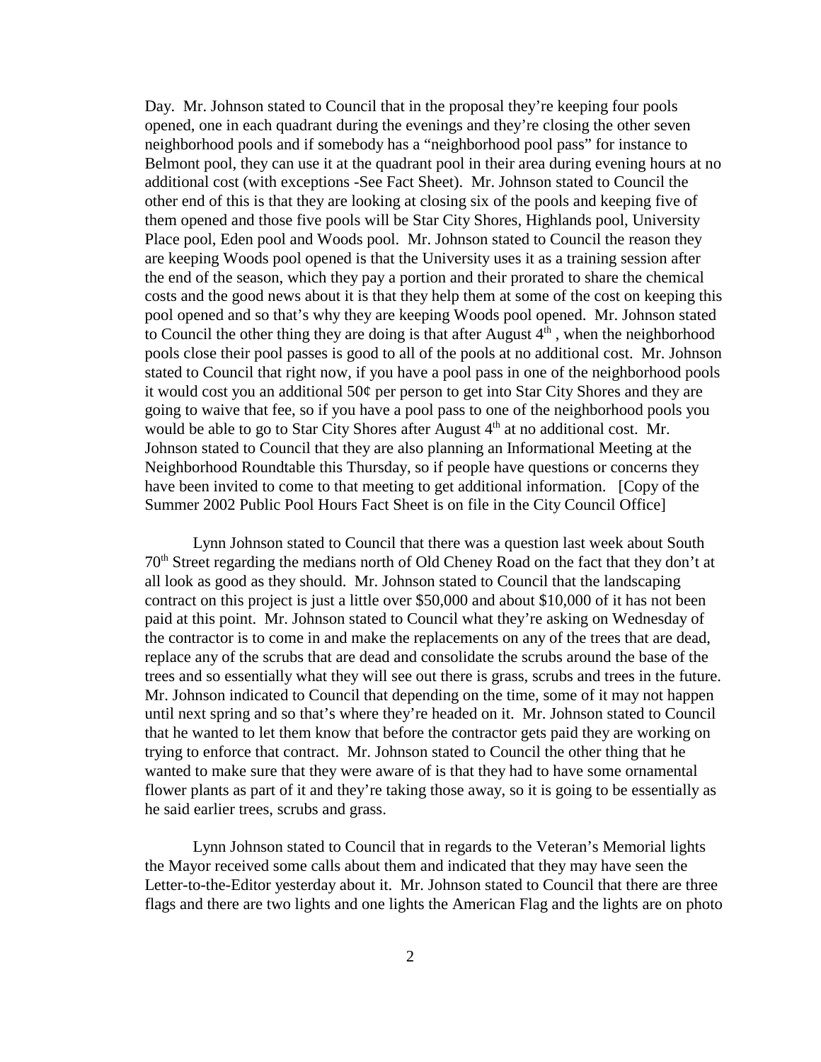Day. Mr. Johnson stated to Council that in the proposal they're keeping four pools opened, one in each quadrant during the evenings and they're closing the other seven neighborhood pools and if somebody has a "neighborhood pool pass" for instance to Belmont pool, they can use it at the quadrant pool in their area during evening hours at no additional cost (with exceptions -See Fact Sheet). Mr. Johnson stated to Council the other end of this is that they are looking at closing six of the pools and keeping five of them opened and those five pools will be Star City Shores, Highlands pool, University Place pool, Eden pool and Woods pool. Mr. Johnson stated to Council the reason they are keeping Woods pool opened is that the University uses it as a training session after the end of the season, which they pay a portion and their prorated to share the chemical costs and the good news about it is that they help them at some of the cost on keeping this pool opened and so that's why they are keeping Woods pool opened. Mr. Johnson stated to Council the other thing they are doing is that after August 4th, when the neighborhood pools close their pool passes is good to all of the pools at no additional cost. Mr. Johnson stated to Council that right now, if you have a pool pass in one of the neighborhood pools it would cost you an additional 50¢ per person to get into Star City Shores and they are going to waive that fee, so if you have a pool pass to one of the neighborhood pools you would be able to go to Star City Shores after August 4th at no additional cost. Mr. Johnson stated to Council that they are also planning an Informational Meeting at the Neighborhood Roundtable this Thursday, so if people have questions or concerns they have been invited to come to that meeting to get additional information. [Copy of the Summer 2002 Public Pool Hours Fact Sheet is on file in the City Council Office]

Lynn Johnson stated to Council that there was a question last week about South 70th Street regarding the medians north of Old Cheney Road on the fact that they don't at all look as good as they should. Mr. Johnson stated to Council that the landscaping contract on this project is just a little over $50,000 and about $10,000 of it has not been paid at this point. Mr. Johnson stated to Council what they're asking on Wednesday of the contractor is to come in and make the replacements on any of the trees that are dead, replace any of the scrubs that are dead and consolidate the scrubs around the base of the trees and so essentially what they will see out there is grass, scrubs and trees in the future. Mr. Johnson indicated to Council that depending on the time, some of it may not happen until next spring and so that's where they're headed on it. Mr. Johnson stated to Council that he wanted to let them know that before the contractor gets paid they are working on trying to enforce that contract. Mr. Johnson stated to Council the other thing that he wanted to make sure that they were aware of is that they had to have some ornamental flower plants as part of it and they're taking those away, so it is going to be essentially as he said earlier trees, scrubs and grass.

Lynn Johnson stated to Council that in regards to the Veteran's Memorial lights the Mayor received some calls about them and indicated that they may have seen the Letter-to-the-Editor yesterday about it. Mr. Johnson stated to Council that there are three flags and there are two lights and one lights the American Flag and the lights are on photo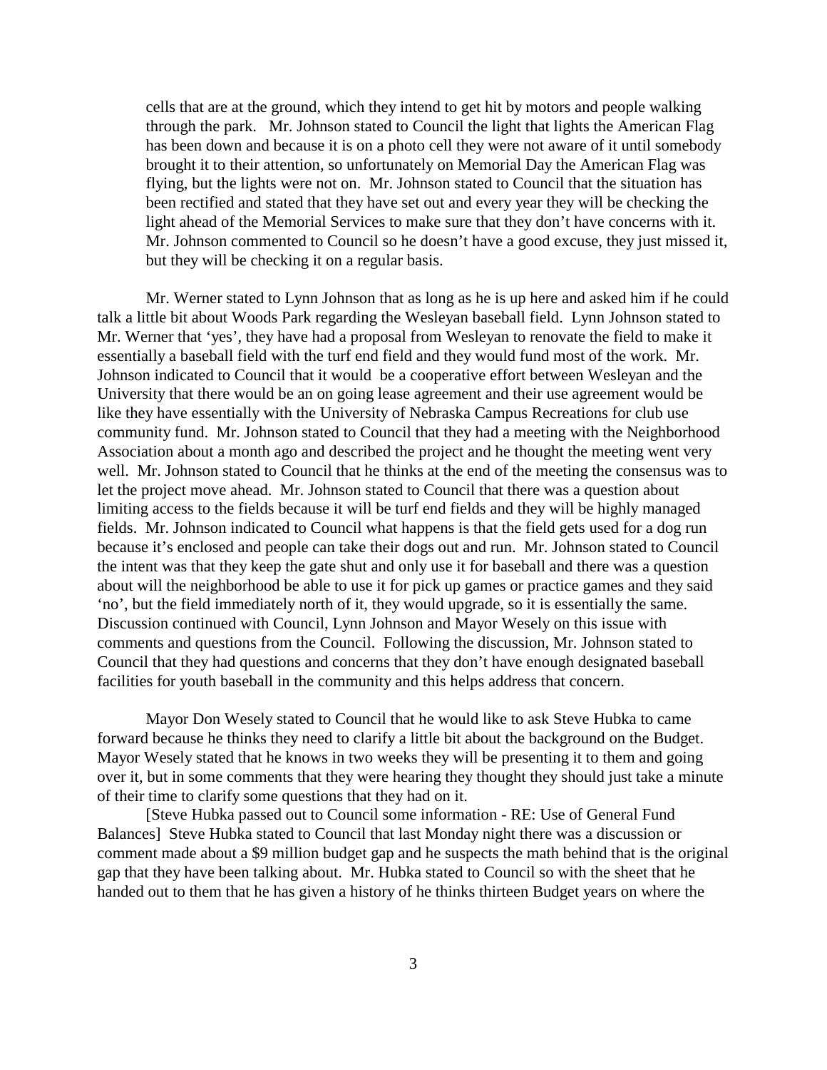cells that are at the ground, which they intend to get hit by motors and people walking through the park. Mr. Johnson stated to Council the light that lights the American Flag has been down and because it is on a photo cell they were not aware of it until somebody brought it to their attention, so unfortunately on Memorial Day the American Flag was flying, but the lights were not on. Mr. Johnson stated to Council that the situation has been rectified and stated that they have set out and every year they will be checking the light ahead of the Memorial Services to make sure that they don't have concerns with it. Mr. Johnson commented to Council so he doesn't have a good excuse, they just missed it, but they will be checking it on a regular basis.

Mr. Werner stated to Lynn Johnson that as long as he is up here and asked him if he could talk a little bit about Woods Park regarding the Wesleyan baseball field. Lynn Johnson stated to Mr. Werner that 'yes', they have had a proposal from Wesleyan to renovate the field to make it essentially a baseball field with the turf end field and they would fund most of the work. Mr. Johnson indicated to Council that it would be a cooperative effort between Wesleyan and the University that there would be an on going lease agreement and their use agreement would be like they have essentially with the University of Nebraska Campus Recreations for club use community fund. Mr. Johnson stated to Council that they had a meeting with the Neighborhood Association about a month ago and described the project and he thought the meeting went very well. Mr. Johnson stated to Council that he thinks at the end of the meeting the consensus was to let the project move ahead. Mr. Johnson stated to Council that there was a question about limiting access to the fields because it will be turf end fields and they will be highly managed fields. Mr. Johnson indicated to Council what happens is that the field gets used for a dog run because it's enclosed and people can take their dogs out and run. Mr. Johnson stated to Council the intent was that they keep the gate shut and only use it for baseball and there was a question about will the neighborhood be able to use it for pick up games or practice games and they said 'no', but the field immediately north of it, they would upgrade, so it is essentially the same. Discussion continued with Council, Lynn Johnson and Mayor Wesely on this issue with comments and questions from the Council. Following the discussion, Mr. Johnson stated to Council that they had questions and concerns that they don't have enough designated baseball facilities for youth baseball in the community and this helps address that concern.

Mayor Don Wesely stated to Council that he would like to ask Steve Hubka to came forward because he thinks they need to clarify a little bit about the background on the Budget. Mayor Wesely stated that he knows in two weeks they will be presenting it to them and going over it, but in some comments that they were hearing they thought they should just take a minute of their time to clarify some questions that they had on it.

[Steve Hubka passed out to Council some information - RE: Use of General Fund Balances] Steve Hubka stated to Council that last Monday night there was a discussion or comment made about a $9 million budget gap and he suspects the math behind that is the original gap that they have been talking about. Mr. Hubka stated to Council so with the sheet that he handed out to them that he has given a history of he thinks thirteen Budget years on where the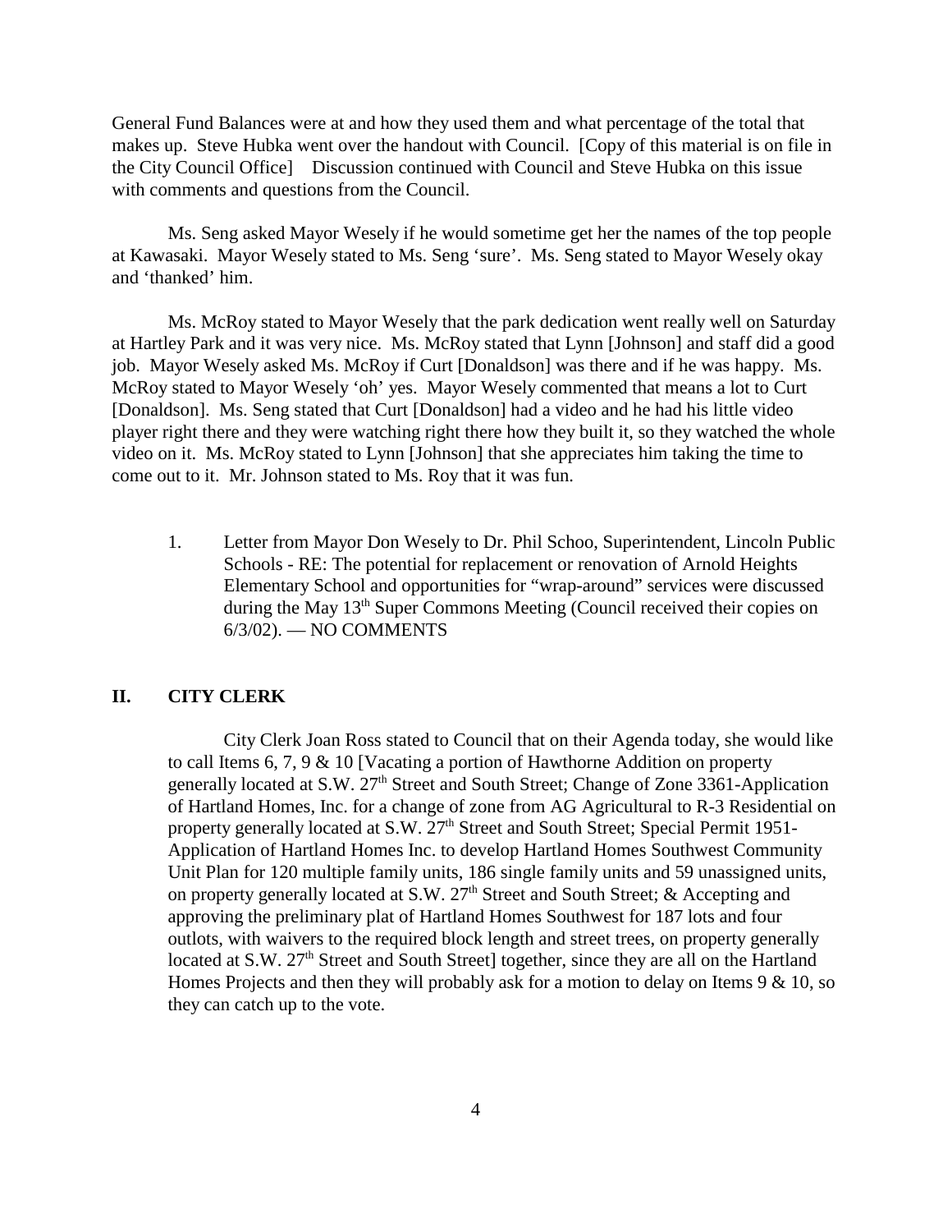General Fund Balances were at and how they used them and what percentage of the total that makes up. Steve Hubka went over the handout with Council. [Copy of this material is on file in the City Council Office] Discussion continued with Council and Steve Hubka on this issue with comments and questions from the Council.

Ms. Seng asked Mayor Wesely if he would sometime get her the names of the top people at Kawasaki. Mayor Wesely stated to Ms. Seng 'sure'. Ms. Seng stated to Mayor Wesely okay and 'thanked' him.

Ms. McRoy stated to Mayor Wesely that the park dedication went really well on Saturday at Hartley Park and it was very nice. Ms. McRoy stated that Lynn [Johnson] and staff did a good job. Mayor Wesely asked Ms. McRoy if Curt [Donaldson] was there and if he was happy. Ms. McRoy stated to Mayor Wesely 'oh' yes. Mayor Wesely commented that means a lot to Curt [Donaldson]. Ms. Seng stated that Curt [Donaldson] had a video and he had his little video player right there and they were watching right there how they built it, so they watched the whole video on it. Ms. McRoy stated to Lynn [Johnson] that she appreciates him taking the time to come out to it. Mr. Johnson stated to Ms. Roy that it was fun.

1. Letter from Mayor Don Wesely to Dr. Phil Schoo, Superintendent, Lincoln Public Schools - RE: The potential for replacement or renovation of Arnold Heights Elementary School and opportunities for "wrap-around" services were discussed during the May 13th Super Commons Meeting (Council received their copies on 6/3/02). — NO COMMENTS

## II. CITY CLERK

City Clerk Joan Ross stated to Council that on their Agenda today, she would like to call Items 6, 7, 9 & 10 [Vacating a portion of Hawthorne Addition on property generally located at S.W. 27th Street and South Street; Change of Zone 3361-Application of Hartland Homes, Inc. for a change of zone from AG Agricultural to R-3 Residential on property generally located at S.W. 27th Street and South Street; Special Permit 1951-Application of Hartland Homes Inc. to develop Hartland Homes Southwest Community Unit Plan for 120 multiple family units, 186 single family units and 59 unassigned units, on property generally located at S.W. 27th Street and South Street; & Accepting and approving the preliminary plat of Hartland Homes Southwest for 187 lots and four outlots, with waivers to the required block length and street trees, on property generally located at S.W. 27th Street and South Street] together, since they are all on the Hartland Homes Projects and then they will probably ask for a motion to delay on Items 9 & 10, so they can catch up to the vote.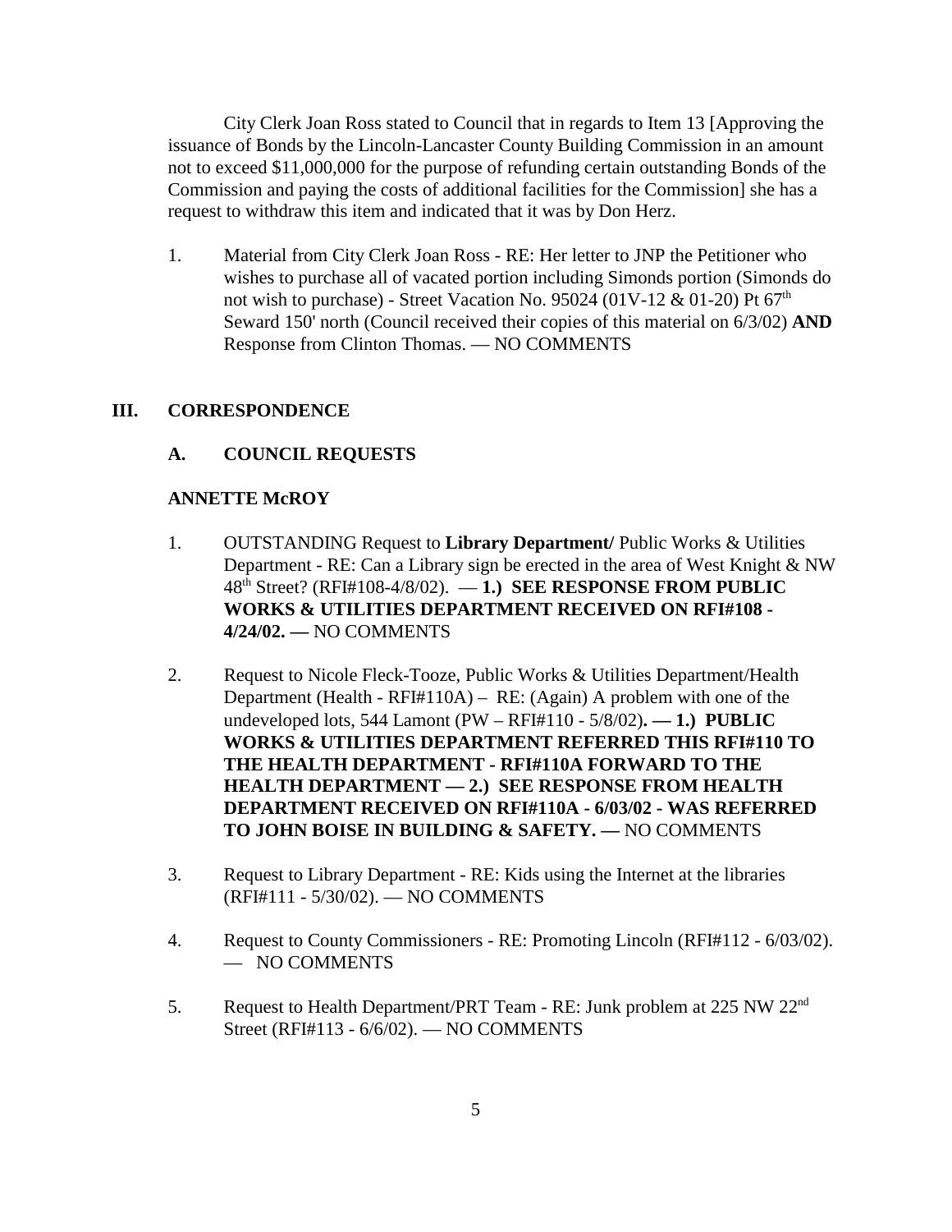City Clerk Joan Ross stated to Council that in regards to Item 13 [Approving the issuance of Bonds by the Lincoln-Lancaster County Building Commission in an amount not to exceed $11,000,000 for the purpose of refunding certain outstanding Bonds of the Commission and paying the costs of additional facilities for the Commission] she has a request to withdraw this item and indicated that it was by Don Herz.

1. Material from City Clerk Joan Ross - RE: Her letter to JNP the Petitioner who wishes to purchase all of vacated portion including Simonds portion (Simonds do not wish to purchase) - Street Vacation No. 95024 (01V-12 & 01-20) Pt 67th Seward 150' north (Council received their copies of this material on 6/3/02) **AND** Response from Clinton Thomas. — NO COMMENTS

## III. CORRESPONDENCE

### A. COUNCIL REQUESTS

**ANNETTE McROY**

1. OUTSTANDING Request to **Library Department/** Public Works & Utilities Department - RE: Can a Library sign be erected in the area of West Knight & NW 48th Street? (RFI#108-4/8/02). — **1.) SEE RESPONSE FROM PUBLIC WORKS & UTILITIES DEPARTMENT RECEIVED ON RFI#108 - 4/24/02. —** NO COMMENTS

2. Request to Nicole Fleck-Tooze, Public Works & Utilities Department/Health Department (Health - RFI#110A) – RE: (Again) A problem with one of the undeveloped lots, 544 Lamont (PW – RFI#110 - 5/8/02)**. — 1.) PUBLIC WORKS & UTILITIES DEPARTMENT REFERRED THIS RFI#110 TO THE HEALTH DEPARTMENT - RFI#110A FORWARD TO THE HEALTH DEPARTMENT — 2.) SEE RESPONSE FROM HEALTH DEPARTMENT RECEIVED ON RFI#110A - 6/03/02 - WAS REFERRED TO JOHN BOISE IN BUILDING & SAFETY. —** NO COMMENTS

3. Request to Library Department - RE: Kids using the Internet at the libraries (RFI#111 - 5/30/02). — NO COMMENTS

4. Request to County Commissioners - RE: Promoting Lincoln (RFI#112 - 6/03/02). — NO COMMENTS

5. Request to Health Department/PRT Team - RE: Junk problem at 225 NW 22nd Street (RFI#113 - 6/6/02). — NO COMMENTS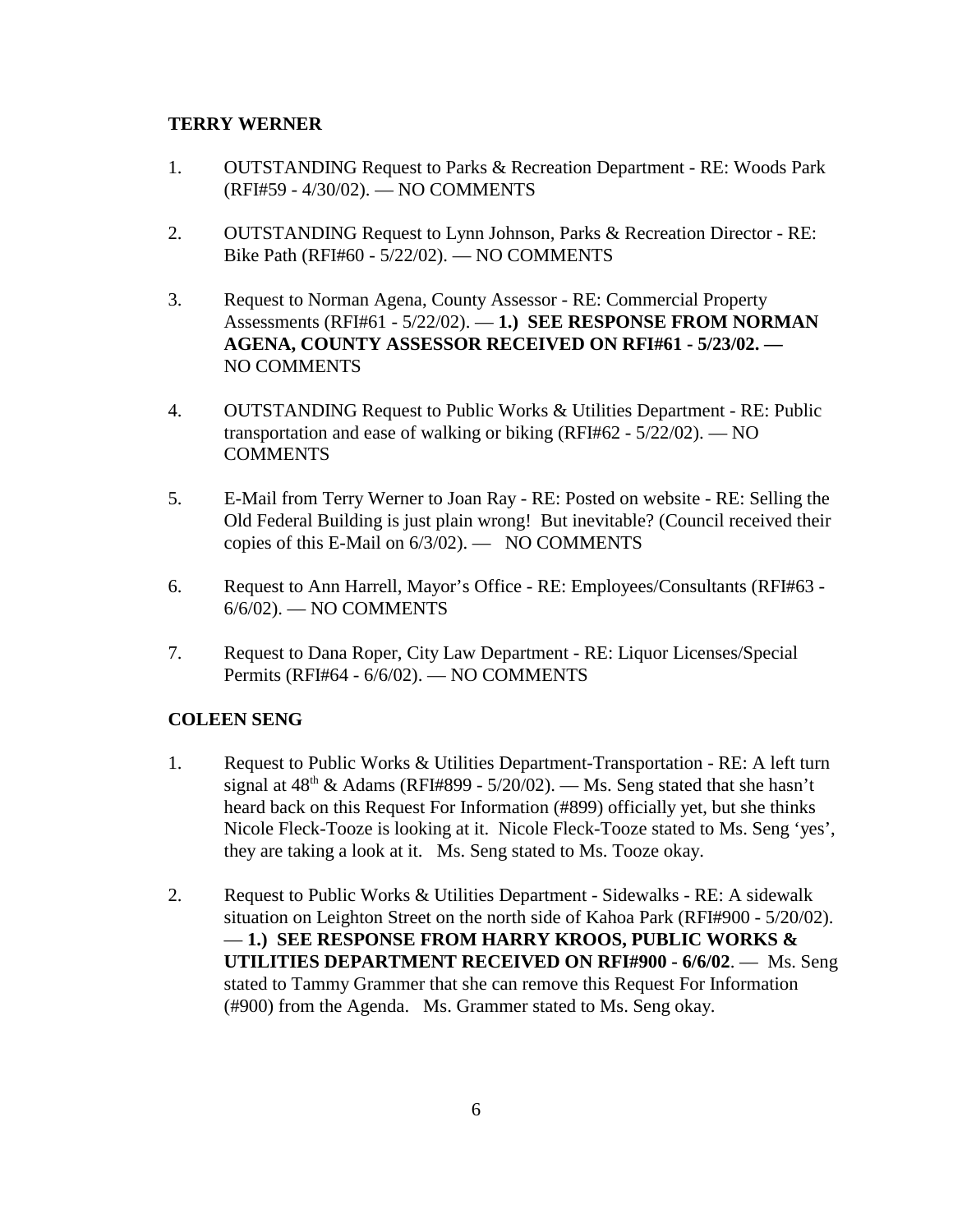**TERRY WERNER**

1. OUTSTANDING Request to Parks & Recreation Department - RE: Woods Park (RFI#59 - 4/30/02). — NO COMMENTS

2. OUTSTANDING Request to Lynn Johnson, Parks & Recreation Director - RE: Bike Path (RFI#60 - 5/22/02). — NO COMMENTS

3. Request to Norman Agena, County Assessor - RE: Commercial Property Assessments (RFI#61 - 5/22/02). — **1.) SEE RESPONSE FROM NORMAN AGENA, COUNTY ASSESSOR RECEIVED ON RFI#61 - 5/23/02. —** NO COMMENTS

4. OUTSTANDING Request to Public Works & Utilities Department - RE: Public transportation and ease of walking or biking (RFI#62 - 5/22/02). — NO COMMENTS

5. E-Mail from Terry Werner to Joan Ray - RE: Posted on website - RE: Selling the Old Federal Building is just plain wrong! But inevitable? (Council received their copies of this E-Mail on 6/3/02). — NO COMMENTS

6. Request to Ann Harrell, Mayor's Office - RE: Employees/Consultants (RFI#63 - 6/6/02). — NO COMMENTS

7. Request to Dana Roper, City Law Department - RE: Liquor Licenses/Special Permits (RFI#64 - 6/6/02). — NO COMMENTS

**COLEEN SENG**

1. Request to Public Works & Utilities Department-Transportation - RE: A left turn signal at 48th & Adams (RFI#899 - 5/20/02). — Ms. Seng stated that she hasn't heard back on this Request For Information (#899) officially yet, but she thinks Nicole Fleck-Tooze is looking at it. Nicole Fleck-Tooze stated to Ms. Seng 'yes', they are taking a look at it. Ms. Seng stated to Ms. Tooze okay.

2. Request to Public Works & Utilities Department - Sidewalks - RE: A sidewalk situation on Leighton Street on the north side of Kahoa Park (RFI#900 - 5/20/02). — **1.) SEE RESPONSE FROM HARRY KROOS, PUBLIC WORKS & UTILITIES DEPARTMENT RECEIVED ON RFI#900 - 6/6/02**. — Ms. Seng stated to Tammy Grammer that she can remove this Request For Information (#900) from the Agenda. Ms. Grammer stated to Ms. Seng okay.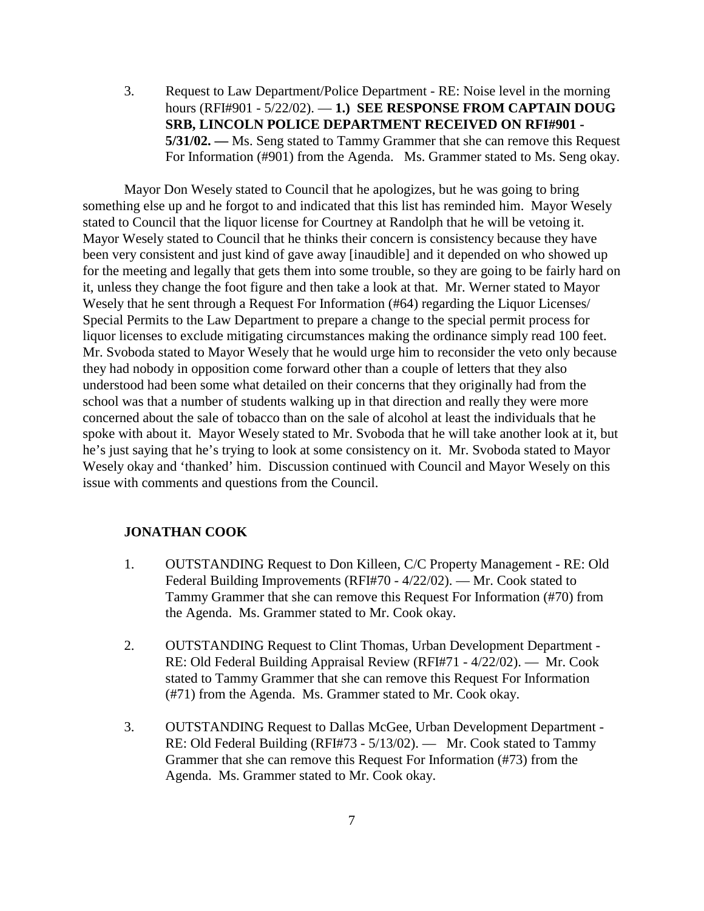3. Request to Law Department/Police Department - RE: Noise level in the morning hours (RFI#901 - 5/22/02). — **1.) SEE RESPONSE FROM CAPTAIN DOUG SRB, LINCOLN POLICE DEPARTMENT RECEIVED ON RFI#901 - 5/31/02. —** Ms. Seng stated to Tammy Grammer that she can remove this Request For Information (#901) from the Agenda. Ms. Grammer stated to Ms. Seng okay.

Mayor Don Wesely stated to Council that he apologizes, but he was going to bring something else up and he forgot to and indicated that this list has reminded him. Mayor Wesely stated to Council that the liquor license for Courtney at Randolph that he will be vetoing it. Mayor Wesely stated to Council that he thinks their concern is consistency because they have been very consistent and just kind of gave away [inaudible] and it depended on who showed up for the meeting and legally that gets them into some trouble, so they are going to be fairly hard on it, unless they change the foot figure and then take a look at that. Mr. Werner stated to Mayor Wesely that he sent through a Request For Information (#64) regarding the Liquor Licenses/ Special Permits to the Law Department to prepare a change to the special permit process for liquor licenses to exclude mitigating circumstances making the ordinance simply read 100 feet. Mr. Svoboda stated to Mayor Wesely that he would urge him to reconsider the veto only because they had nobody in opposition come forward other than a couple of letters that they also understood had been some what detailed on their concerns that they originally had from the school was that a number of students walking up in that direction and really they were more concerned about the sale of tobacco than on the sale of alcohol at least the individuals that he spoke with about it. Mayor Wesely stated to Mr. Svoboda that he will take another look at it, but he's just saying that he's trying to look at some consistency on it. Mr. Svoboda stated to Mayor Wesely okay and 'thanked' him. Discussion continued with Council and Mayor Wesely on this issue with comments and questions from the Council.

**JONATHAN COOK**

1. OUTSTANDING Request to Don Killeen, C/C Property Management - RE: Old Federal Building Improvements (RFI#70 - 4/22/02). — Mr. Cook stated to Tammy Grammer that she can remove this Request For Information (#70) from the Agenda. Ms. Grammer stated to Mr. Cook okay.

2. OUTSTANDING Request to Clint Thomas, Urban Development Department - RE: Old Federal Building Appraisal Review (RFI#71 - 4/22/02). — Mr. Cook stated to Tammy Grammer that she can remove this Request For Information (#71) from the Agenda. Ms. Grammer stated to Mr. Cook okay.

3. OUTSTANDING Request to Dallas McGee, Urban Development Department - RE: Old Federal Building (RFI#73 - 5/13/02). — Mr. Cook stated to Tammy Grammer that she can remove this Request For Information (#73) from the Agenda. Ms. Grammer stated to Mr. Cook okay.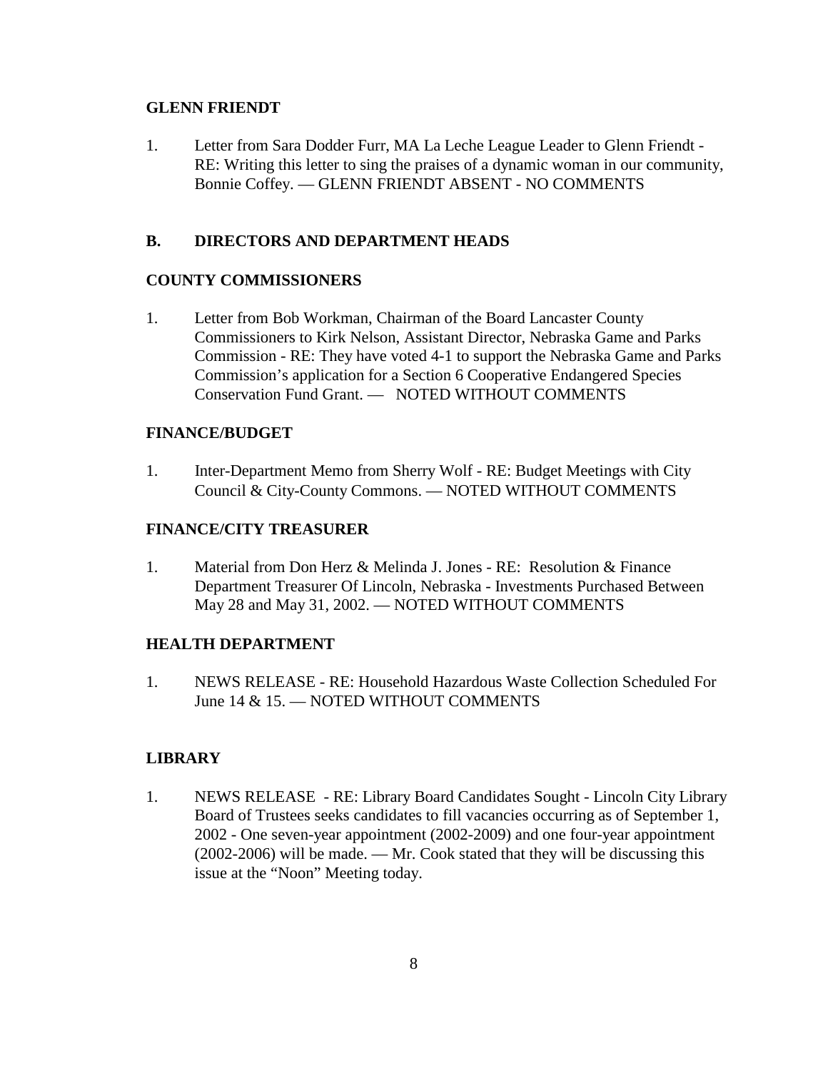**GLENN FRIENDT**

1. Letter from Sara Dodder Furr, MA La Leche League Leader to Glenn Friendt - RE: Writing this letter to sing the praises of a dynamic woman in our community, Bonnie Coffey. — GLENN FRIENDT ABSENT - NO COMMENTS

## B. DIRECTORS AND DEPARTMENT HEADS

**COUNTY COMMISSIONERS**

1. Letter from Bob Workman, Chairman of the Board Lancaster County Commissioners to Kirk Nelson, Assistant Director, Nebraska Game and Parks Commission - RE: They have voted 4-1 to support the Nebraska Game and Parks Commission's application for a Section 6 Cooperative Endangered Species Conservation Fund Grant. — NOTED WITHOUT COMMENTS

**FINANCE/BUDGET**

1. Inter-Department Memo from Sherry Wolf - RE: Budget Meetings with City Council & City-County Commons. — NOTED WITHOUT COMMENTS

**FINANCE/CITY TREASURER**

1. Material from Don Herz & Melinda J. Jones - RE: Resolution & Finance Department Treasurer Of Lincoln, Nebraska - Investments Purchased Between May 28 and May 31, 2002. — NOTED WITHOUT COMMENTS

**HEALTH DEPARTMENT**

1. NEWS RELEASE - RE: Household Hazardous Waste Collection Scheduled For June 14 & 15. — NOTED WITHOUT COMMENTS

**LIBRARY**

1. NEWS RELEASE - RE: Library Board Candidates Sought - Lincoln City Library Board of Trustees seeks candidates to fill vacancies occurring as of September 1, 2002 - One seven-year appointment (2002-2009) and one four-year appointment (2002-2006) will be made. — Mr. Cook stated that they will be discussing this issue at the "Noon" Meeting today.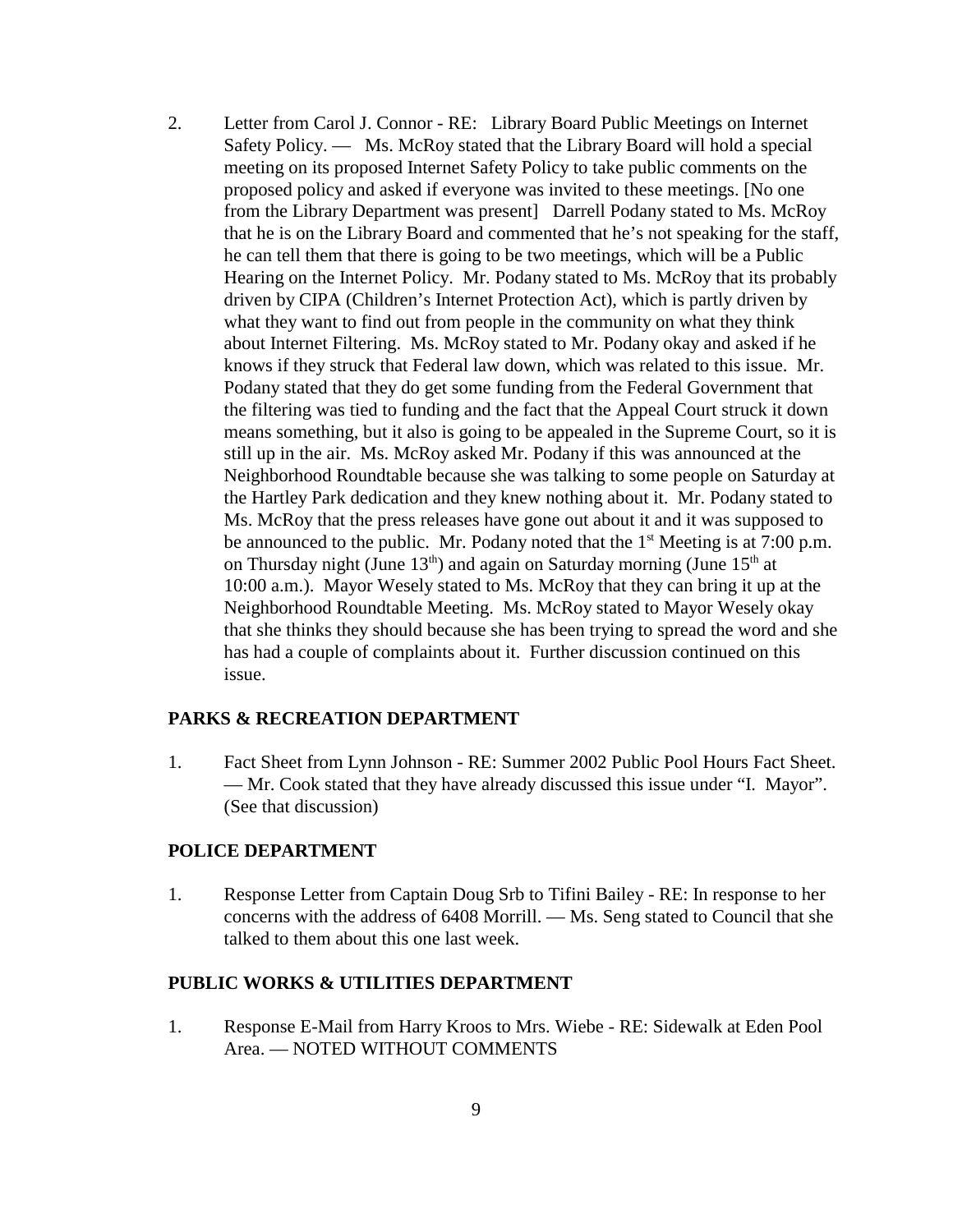2. Letter from Carol J. Connor - RE: Library Board Public Meetings on Internet Safety Policy. — Ms. McRoy stated that the Library Board will hold a special meeting on its proposed Internet Safety Policy to take public comments on the proposed policy and asked if everyone was invited to these meetings. [No one from the Library Department was present] Darrell Podany stated to Ms. McRoy that he is on the Library Board and commented that he's not speaking for the staff, he can tell them that there is going to be two meetings, which will be a Public Hearing on the Internet Policy. Mr. Podany stated to Ms. McRoy that its probably driven by CIPA (Children's Internet Protection Act), which is partly driven by what they want to find out from people in the community on what they think about Internet Filtering. Ms. McRoy stated to Mr. Podany okay and asked if he knows if they struck that Federal law down, which was related to this issue. Mr. Podany stated that they do get some funding from the Federal Government that the filtering was tied to funding and the fact that the Appeal Court struck it down means something, but it also is going to be appealed in the Supreme Court, so it is still up in the air. Ms. McRoy asked Mr. Podany if this was announced at the Neighborhood Roundtable because she was talking to some people on Saturday at the Hartley Park dedication and they knew nothing about it. Mr. Podany stated to Ms. McRoy that the press releases have gone out about it and it was supposed to be announced to the public. Mr. Podany noted that the 1st Meeting is at 7:00 p.m. on Thursday night (June 13th) and again on Saturday morning (June 15th at 10:00 a.m.). Mayor Wesely stated to Ms. McRoy that they can bring it up at the Neighborhood Roundtable Meeting. Ms. McRoy stated to Mayor Wesely okay that she thinks they should because she has been trying to spread the word and she has had a couple of complaints about it. Further discussion continued on this issue.

**PARKS & RECREATION DEPARTMENT**

1. Fact Sheet from Lynn Johnson - RE: Summer 2002 Public Pool Hours Fact Sheet. — Mr. Cook stated that they have already discussed this issue under "I. Mayor". (See that discussion)

**POLICE DEPARTMENT**

1. Response Letter from Captain Doug Srb to Tifini Bailey - RE: In response to her concerns with the address of 6408 Morrill. — Ms. Seng stated to Council that she talked to them about this one last week.

**PUBLIC WORKS & UTILITIES DEPARTMENT**

1. Response E-Mail from Harry Kroos to Mrs. Wiebe - RE: Sidewalk at Eden Pool Area. — NOTED WITHOUT COMMENTS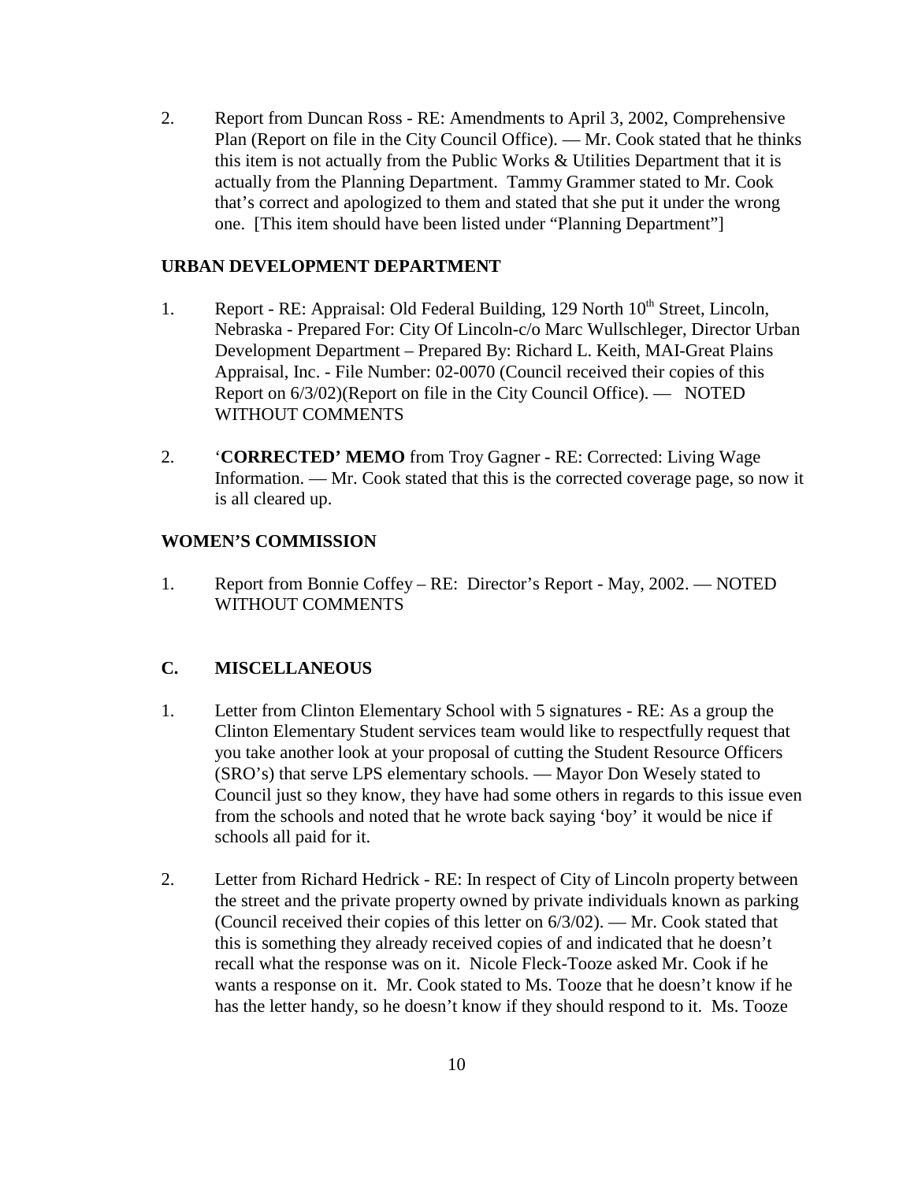2. Report from Duncan Ross - RE: Amendments to April 3, 2002, Comprehensive Plan (Report on file in the City Council Office). — Mr. Cook stated that he thinks this item is not actually from the Public Works & Utilities Department that it is actually from the Planning Department. Tammy Grammer stated to Mr. Cook that's correct and apologized to them and stated that she put it under the wrong one. [This item should have been listed under "Planning Department"]

**URBAN DEVELOPMENT DEPARTMENT**

1. Report - RE: Appraisal: Old Federal Building, 129 North 10th Street, Lincoln, Nebraska - Prepared For: City Of Lincoln-c/o Marc Wullschleger, Director Urban Development Department – Prepared By: Richard L. Keith, MAI-Great Plains Appraisal, Inc. - File Number: 02-0070 (Council received their copies of this Report on 6/3/02)(Report on file in the City Council Office). — NOTED WITHOUT COMMENTS

2. '**CORRECTED' MEMO** from Troy Gagner - RE: Corrected: Living Wage Information. — Mr. Cook stated that this is the corrected coverage page, so now it is all cleared up.

**WOMEN'S COMMISSION**

1. Report from Bonnie Coffey – RE: Director's Report - May, 2002. — NOTED WITHOUT COMMENTS

**C. MISCELLANEOUS**

1. Letter from Clinton Elementary School with 5 signatures - RE: As a group the Clinton Elementary Student services team would like to respectfully request that you take another look at your proposal of cutting the Student Resource Officers (SRO's) that serve LPS elementary schools. — Mayor Don Wesely stated to Council just so they know, they have had some others in regards to this issue even from the schools and noted that he wrote back saying 'boy' it would be nice if schools all paid for it.

2. Letter from Richard Hedrick - RE: In respect of City of Lincoln property between the street and the private property owned by private individuals known as parking (Council received their copies of this letter on 6/3/02). — Mr. Cook stated that this is something they already received copies of and indicated that he doesn't recall what the response was on it. Nicole Fleck-Tooze asked Mr. Cook if he wants a response on it. Mr. Cook stated to Ms. Tooze that he doesn't know if he has the letter handy, so he doesn't know if they should respond to it. Ms. Tooze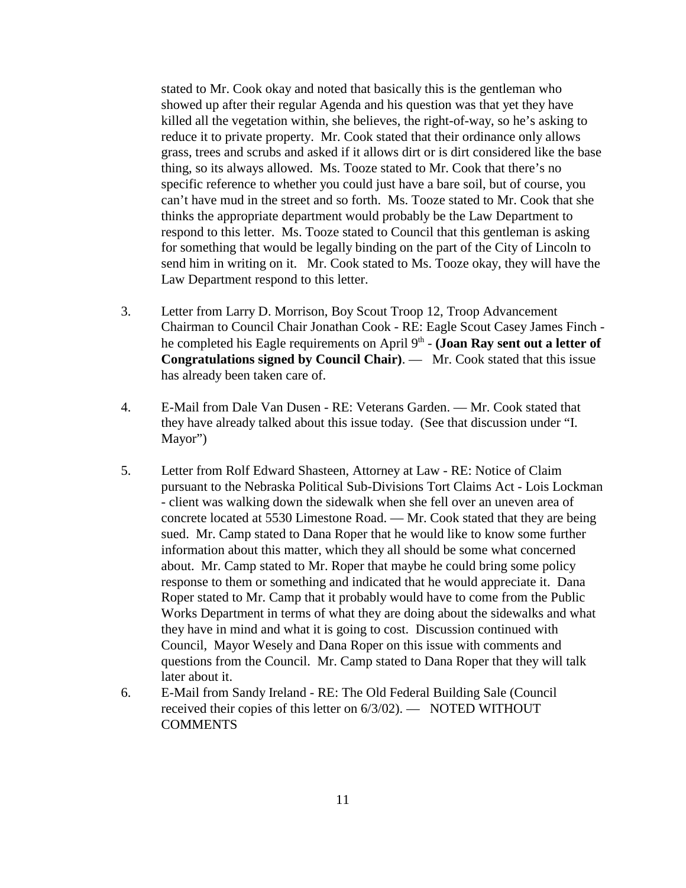stated to Mr. Cook okay and noted that basically this is the gentleman who showed up after their regular Agenda and his question was that yet they have killed all the vegetation within, she believes, the right-of-way, so he's asking to reduce it to private property. Mr. Cook stated that their ordinance only allows grass, trees and scrubs and asked if it allows dirt or is dirt considered like the base thing, so its always allowed. Ms. Tooze stated to Mr. Cook that there's no specific reference to whether you could just have a bare soil, but of course, you can't have mud in the street and so forth. Ms. Tooze stated to Mr. Cook that she thinks the appropriate department would probably be the Law Department to respond to this letter. Ms. Tooze stated to Council that this gentleman is asking for something that would be legally binding on the part of the City of Lincoln to send him in writing on it. Mr. Cook stated to Ms. Tooze okay, they will have the Law Department respond to this letter.

3. Letter from Larry D. Morrison, Boy Scout Troop 12, Troop Advancement Chairman to Council Chair Jonathan Cook - RE: Eagle Scout Casey James Finch - he completed his Eagle requirements on April 9th - **(Joan Ray sent out a letter of Congratulations signed by Council Chair)**. — Mr. Cook stated that this issue has already been taken care of.

4. E-Mail from Dale Van Dusen - RE: Veterans Garden. — Mr. Cook stated that they have already talked about this issue today. (See that discussion under "I. Mayor")

5. Letter from Rolf Edward Shasteen, Attorney at Law - RE: Notice of Claim pursuant to the Nebraska Political Sub-Divisions Tort Claims Act - Lois Lockman - client was walking down the sidewalk when she fell over an uneven area of concrete located at 5530 Limestone Road. — Mr. Cook stated that they are being sued. Mr. Camp stated to Dana Roper that he would like to know some further information about this matter, which they all should be some what concerned about. Mr. Camp stated to Mr. Roper that maybe he could bring some policy response to them or something and indicated that he would appreciate it. Dana Roper stated to Mr. Camp that it probably would have to come from the Public Works Department in terms of what they are doing about the sidewalks and what they have in mind and what it is going to cost. Discussion continued with Council, Mayor Wesely and Dana Roper on this issue with comments and questions from the Council. Mr. Camp stated to Dana Roper that they will talk later about it.

6. E-Mail from Sandy Ireland - RE: The Old Federal Building Sale (Council received their copies of this letter on 6/3/02). — NOTED WITHOUT COMMENTS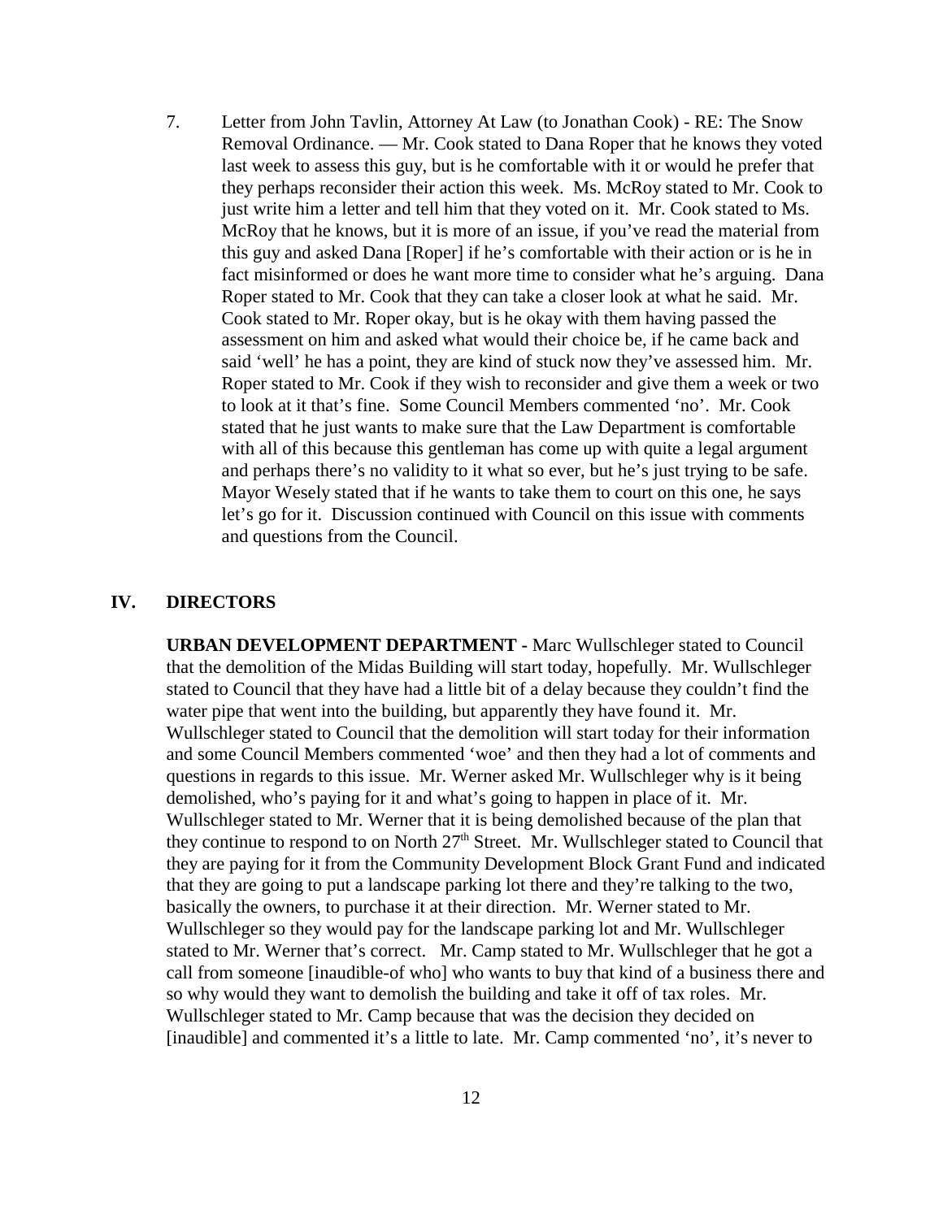7. Letter from John Tavlin, Attorney At Law (to Jonathan Cook) - RE: The Snow Removal Ordinance. — Mr. Cook stated to Dana Roper that he knows they voted last week to assess this guy, but is he comfortable with it or would he prefer that they perhaps reconsider their action this week. Ms. McRoy stated to Mr. Cook to just write him a letter and tell him that they voted on it. Mr. Cook stated to Ms. McRoy that he knows, but it is more of an issue, if you've read the material from this guy and asked Dana [Roper] if he's comfortable with their action or is he in fact misinformed or does he want more time to consider what he's arguing. Dana Roper stated to Mr. Cook that they can take a closer look at what he said. Mr. Cook stated to Mr. Roper okay, but is he okay with them having passed the assessment on him and asked what would their choice be, if he came back and said 'well' he has a point, they are kind of stuck now they've assessed him. Mr. Roper stated to Mr. Cook if they wish to reconsider and give them a week or two to look at it that's fine. Some Council Members commented 'no'. Mr. Cook stated that he just wants to make sure that the Law Department is comfortable with all of this because this gentleman has come up with quite a legal argument and perhaps there's no validity to it what so ever, but he's just trying to be safe. Mayor Wesely stated that if he wants to take them to court on this one, he says let's go for it. Discussion continued with Council on this issue with comments and questions from the Council.

## IV. DIRECTORS

**URBAN DEVELOPMENT DEPARTMENT -** Marc Wullschleger stated to Council that the demolition of the Midas Building will start today, hopefully. Mr. Wullschleger stated to Council that they have had a little bit of a delay because they couldn't find the water pipe that went into the building, but apparently they have found it. Mr. Wullschleger stated to Council that the demolition will start today for their information and some Council Members commented 'woe' and then they had a lot of comments and questions in regards to this issue. Mr. Werner asked Mr. Wullschleger why is it being demolished, who's paying for it and what's going to happen in place of it. Mr. Wullschleger stated to Mr. Werner that it is being demolished because of the plan that they continue to respond to on North 27th Street. Mr. Wullschleger stated to Council that they are paying for it from the Community Development Block Grant Fund and indicated that they are going to put a landscape parking lot there and they're talking to the two, basically the owners, to purchase it at their direction. Mr. Werner stated to Mr. Wullschleger so they would pay for the landscape parking lot and Mr. Wullschleger stated to Mr. Werner that's correct. Mr. Camp stated to Mr. Wullschleger that he got a call from someone [inaudible-of who] who wants to buy that kind of a business there and so why would they want to demolish the building and take it off of tax roles. Mr. Wullschleger stated to Mr. Camp because that was the decision they decided on [inaudible] and commented it's a little to late. Mr. Camp commented 'no', it's never to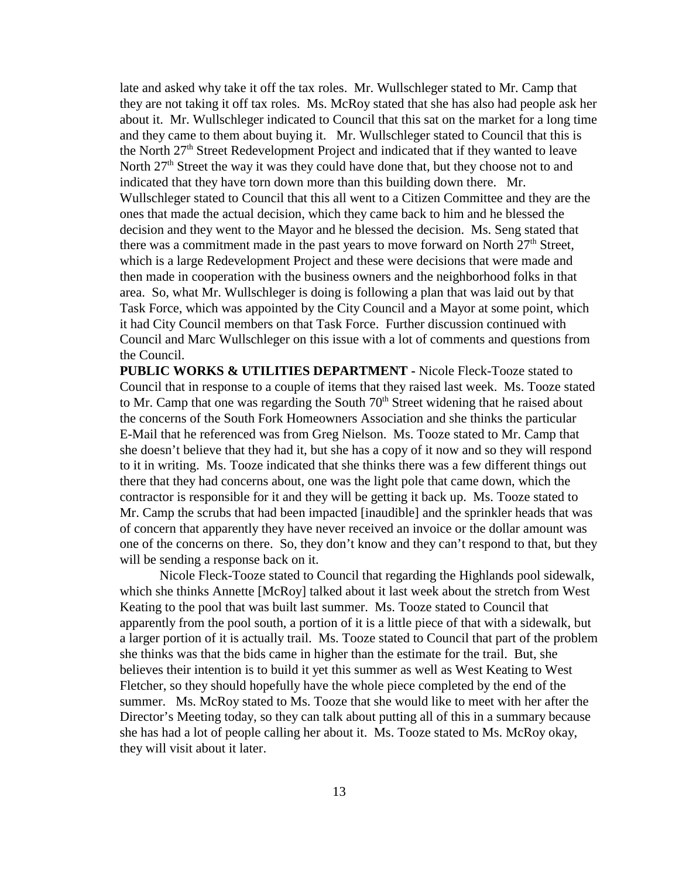late and asked why take it off the tax roles. Mr. Wullschleger stated to Mr. Camp that they are not taking it off tax roles. Ms. McRoy stated that she has also had people ask her about it. Mr. Wullschleger indicated to Council that this sat on the market for a long time and they came to them about buying it. Mr. Wullschleger stated to Council that this is the North 27th Street Redevelopment Project and indicated that if they wanted to leave North 27th Street the way it was they could have done that, but they choose not to and indicated that they have torn down more than this building down there. Mr. Wullschleger stated to Council that this all went to a Citizen Committee and they are the ones that made the actual decision, which they came back to him and he blessed the decision and they went to the Mayor and he blessed the decision. Ms. Seng stated that there was a commitment made in the past years to move forward on North 27th Street, which is a large Redevelopment Project and these were decisions that were made and then made in cooperation with the business owners and the neighborhood folks in that area. So, what Mr. Wullschleger is doing is following a plan that was laid out by that Task Force, which was appointed by the City Council and a Mayor at some point, which it had City Council members on that Task Force. Further discussion continued with Council and Marc Wullschleger on this issue with a lot of comments and questions from the Council.

**PUBLIC WORKS & UTILITIES DEPARTMENT -** Nicole Fleck-Tooze stated to Council that in response to a couple of items that they raised last week. Ms. Tooze stated to Mr. Camp that one was regarding the South 70th Street widening that he raised about the concerns of the South Fork Homeowners Association and she thinks the particular E-Mail that he referenced was from Greg Nielson. Ms. Tooze stated to Mr. Camp that she doesn't believe that they had it, but she has a copy of it now and so they will respond to it in writing. Ms. Tooze indicated that she thinks there was a few different things out there that they had concerns about, one was the light pole that came down, which the contractor is responsible for it and they will be getting it back up. Ms. Tooze stated to Mr. Camp the scrubs that had been impacted [inaudible] and the sprinkler heads that was of concern that apparently they have never received an invoice or the dollar amount was one of the concerns on there. So, they don't know and they can't respond to that, but they will be sending a response back on it.

Nicole Fleck-Tooze stated to Council that regarding the Highlands pool sidewalk, which she thinks Annette [McRoy] talked about it last week about the stretch from West Keating to the pool that was built last summer. Ms. Tooze stated to Council that apparently from the pool south, a portion of it is a little piece of that with a sidewalk, but a larger portion of it is actually trail. Ms. Tooze stated to Council that part of the problem she thinks was that the bids came in higher than the estimate for the trail. But, she believes their intention is to build it yet this summer as well as West Keating to West Fletcher, so they should hopefully have the whole piece completed by the end of the summer. Ms. McRoy stated to Ms. Tooze that she would like to meet with her after the Director's Meeting today, so they can talk about putting all of this in a summary because she has had a lot of people calling her about it. Ms. Tooze stated to Ms. McRoy okay, they will visit about it later.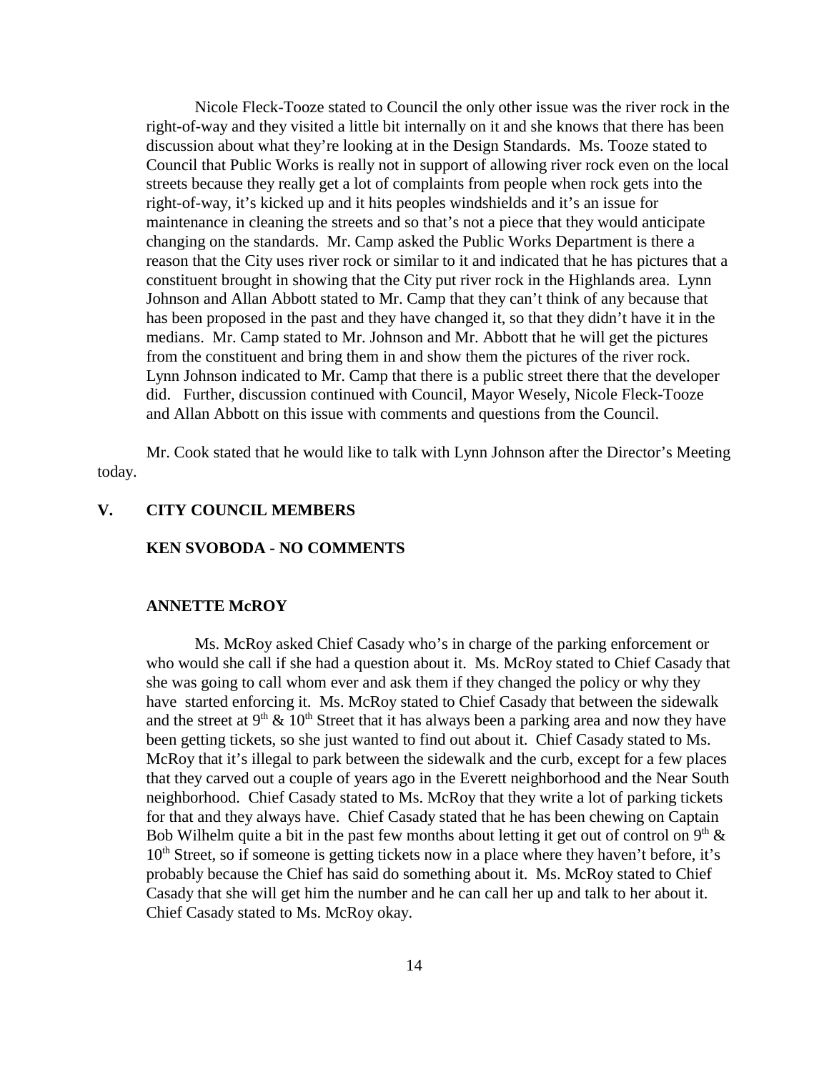Nicole Fleck-Tooze stated to Council the only other issue was the river rock in the right-of-way and they visited a little bit internally on it and she knows that there has been discussion about what they're looking at in the Design Standards. Ms. Tooze stated to Council that Public Works is really not in support of allowing river rock even on the local streets because they really get a lot of complaints from people when rock gets into the right-of-way, it's kicked up and it hits peoples windshields and it's an issue for maintenance in cleaning the streets and so that's not a piece that they would anticipate changing on the standards. Mr. Camp asked the Public Works Department is there a reason that the City uses river rock or similar to it and indicated that he has pictures that a constituent brought in showing that the City put river rock in the Highlands area. Lynn Johnson and Allan Abbott stated to Mr. Camp that they can't think of any because that has been proposed in the past and they have changed it, so that they didn't have it in the medians. Mr. Camp stated to Mr. Johnson and Mr. Abbott that he will get the pictures from the constituent and bring them in and show them the pictures of the river rock. Lynn Johnson indicated to Mr. Camp that there is a public street there that the developer did. Further, discussion continued with Council, Mayor Wesely, Nicole Fleck-Tooze and Allan Abbott on this issue with comments and questions from the Council.

Mr. Cook stated that he would like to talk with Lynn Johnson after the Director's Meeting today.

## V. CITY COUNCIL MEMBERS

### KEN SVOBODA - NO COMMENTS

### ANNETTE McROY

Ms. McRoy asked Chief Casady who's in charge of the parking enforcement or who would she call if she had a question about it. Ms. McRoy stated to Chief Casady that she was going to call whom ever and ask them if they changed the policy or why they have started enforcing it. Ms. McRoy stated to Chief Casady that between the sidewalk and the street at 9th & 10th Street that it has always been a parking area and now they have been getting tickets, so she just wanted to find out about it. Chief Casady stated to Ms. McRoy that it's illegal to park between the sidewalk and the curb, except for a few places that they carved out a couple of years ago in the Everett neighborhood and the Near South neighborhood. Chief Casady stated to Ms. McRoy that they write a lot of parking tickets for that and they always have. Chief Casady stated that he has been chewing on Captain Bob Wilhelm quite a bit in the past few months about letting it get out of control on 9th & 10th Street, so if someone is getting tickets now in a place where they haven't before, it's probably because the Chief has said do something about it. Ms. McRoy stated to Chief Casady that she will get him the number and he can call her up and talk to her about it. Chief Casady stated to Ms. McRoy okay.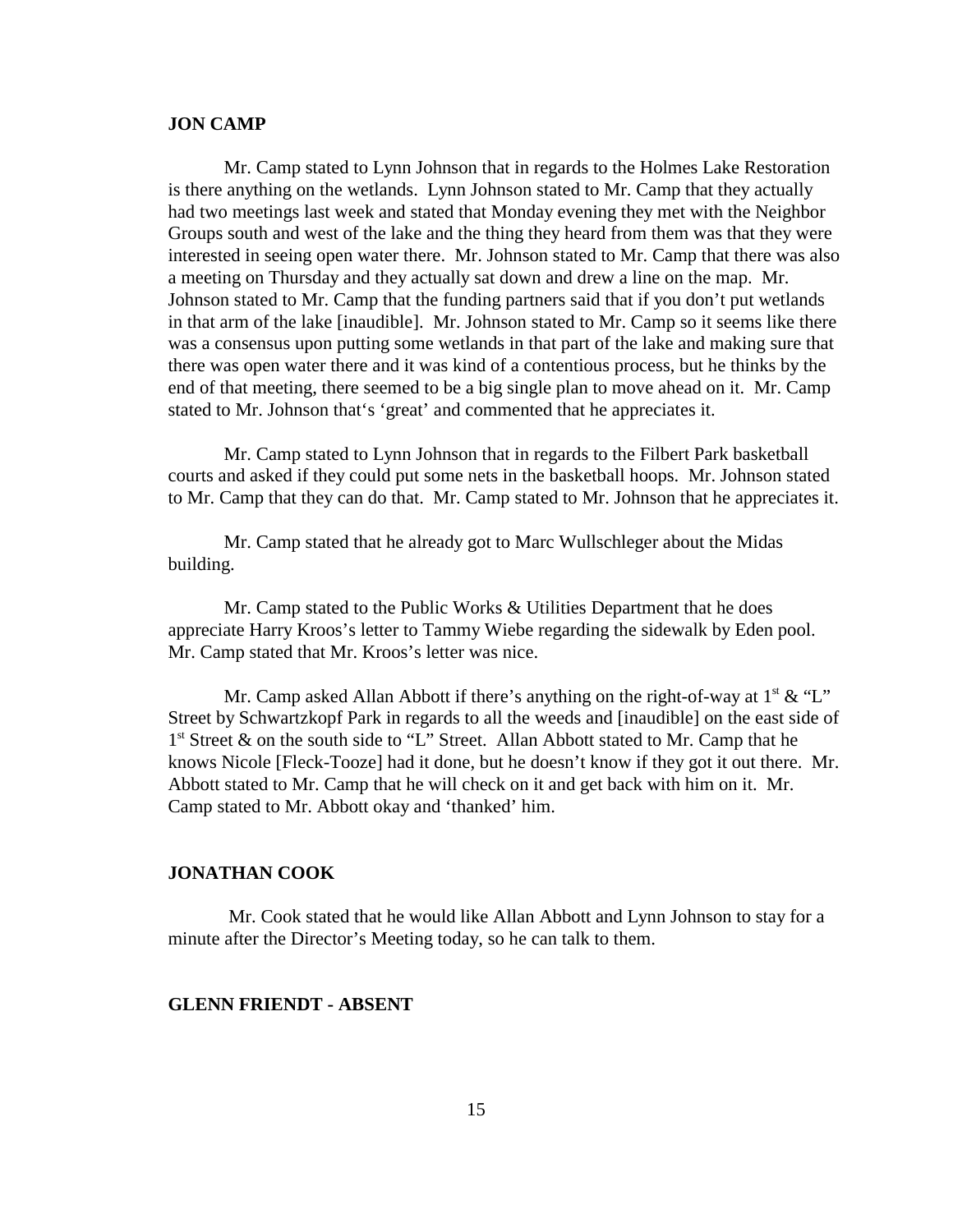**JON CAMP**

Mr. Camp stated to Lynn Johnson that in regards to the Holmes Lake Restoration is there anything on the wetlands. Lynn Johnson stated to Mr. Camp that they actually had two meetings last week and stated that Monday evening they met with the Neighbor Groups south and west of the lake and the thing they heard from them was that they were interested in seeing open water there. Mr. Johnson stated to Mr. Camp that there was also a meeting on Thursday and they actually sat down and drew a line on the map. Mr. Johnson stated to Mr. Camp that the funding partners said that if you don't put wetlands in that arm of the lake [inaudible]. Mr. Johnson stated to Mr. Camp so it seems like there was a consensus upon putting some wetlands in that part of the lake and making sure that there was open water there and it was kind of a contentious process, but he thinks by the end of that meeting, there seemed to be a big single plan to move ahead on it. Mr. Camp stated to Mr. Johnson that's 'great' and commented that he appreciates it.

Mr. Camp stated to Lynn Johnson that in regards to the Filbert Park basketball courts and asked if they could put some nets in the basketball hoops. Mr. Johnson stated to Mr. Camp that they can do that. Mr. Camp stated to Mr. Johnson that he appreciates it.

Mr. Camp stated that he already got to Marc Wullschleger about the Midas building.

Mr. Camp stated to the Public Works & Utilities Department that he does appreciate Harry Kroos's letter to Tammy Wiebe regarding the sidewalk by Eden pool. Mr. Camp stated that Mr. Kroos's letter was nice.

Mr. Camp asked Allan Abbott if there's anything on the right-of-way at 1st & "L" Street by Schwartzkopf Park in regards to all the weeds and [inaudible] on the east side of 1st Street & on the south side to "L" Street. Allan Abbott stated to Mr. Camp that he knows Nicole [Fleck-Tooze] had it done, but he doesn't know if they got it out there. Mr. Abbott stated to Mr. Camp that he will check on it and get back with him on it. Mr. Camp stated to Mr. Abbott okay and 'thanked' him.

**JONATHAN COOK**

Mr. Cook stated that he would like Allan Abbott and Lynn Johnson to stay for a minute after the Director's Meeting today, so he can talk to them.

**GLENN FRIENDT - ABSENT**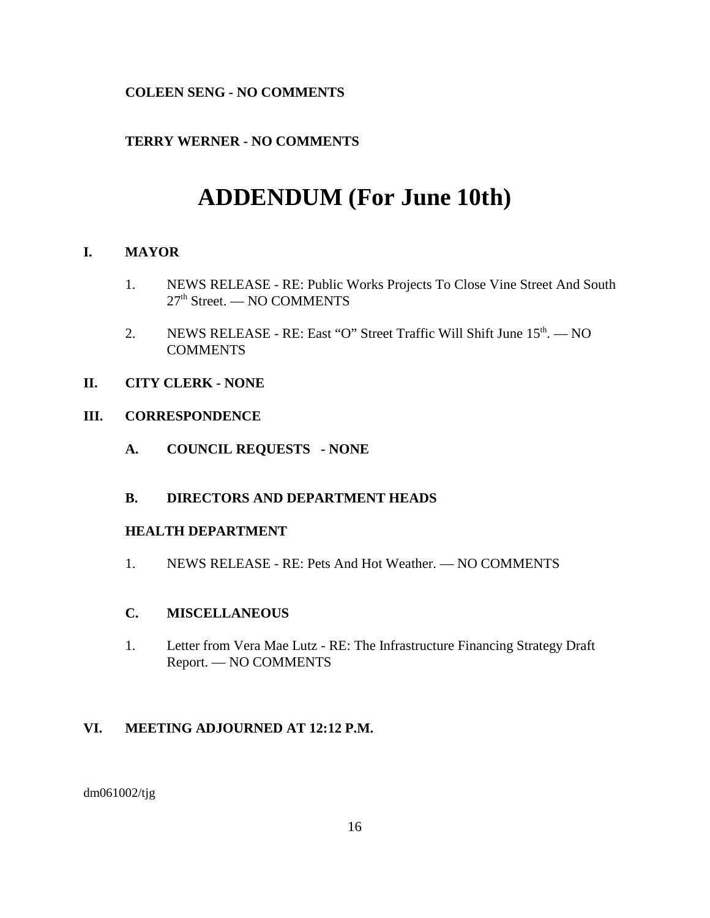**COLEEN SENG - NO COMMENTS**

**TERRY WERNER - NO COMMENTS**

# ADDENDUM (For June 10th)

**I. MAYOR**

1. NEWS RELEASE - RE: Public Works Projects To Close Vine Street And South 27th Street. — NO COMMENTS

2. NEWS RELEASE - RE: East "O" Street Traffic Will Shift June 15th. — NO COMMENTS

**II. CITY CLERK - NONE**

**III. CORRESPONDENCE**

**A. COUNCIL REQUESTS - NONE**

**B. DIRECTORS AND DEPARTMENT HEADS**

**HEALTH DEPARTMENT**

1. NEWS RELEASE - RE: Pets And Hot Weather. — NO COMMENTS

**C. MISCELLANEOUS**

1. Letter from Vera Mae Lutz - RE: The Infrastructure Financing Strategy Draft Report. — NO COMMENTS

**VI. MEETING ADJOURNED AT 12:12 P.M.**

dm061002/tjg